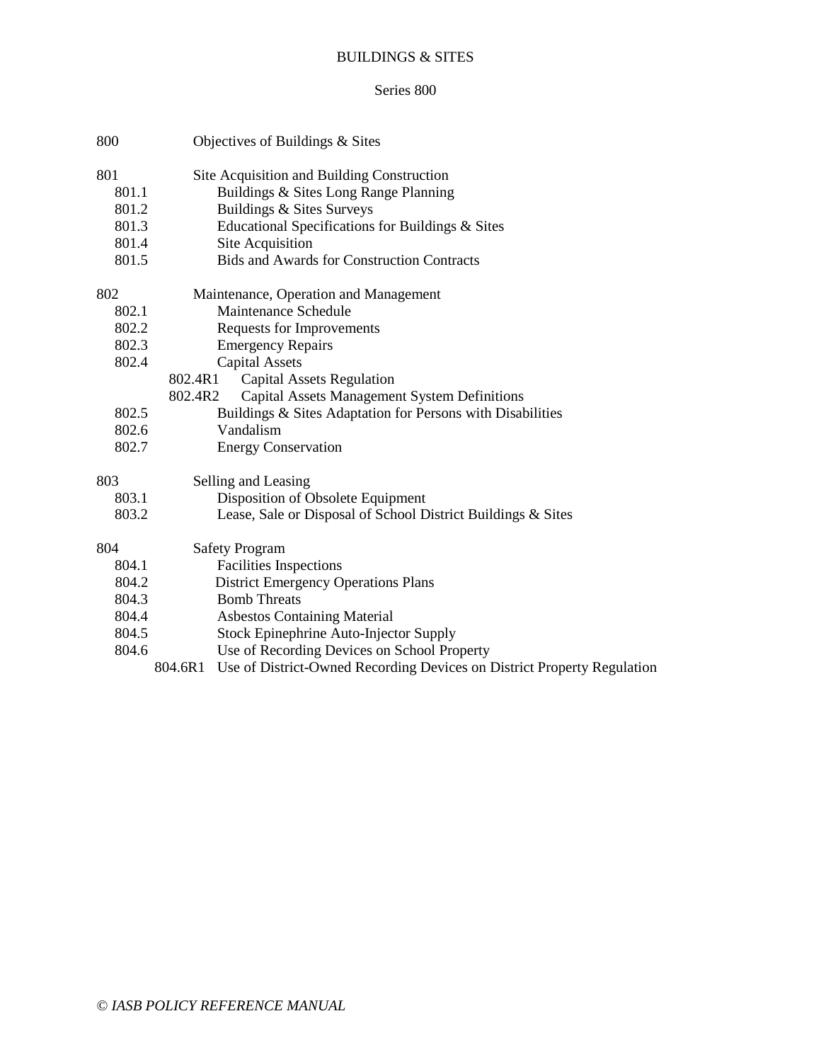# BUILDINGS & SITES

## Series 800

800 Objectives of Buildings & Sites

801 Site Acquisition and Building Construction
- 801.1 Buildings & Sites Long Range Planning
- 801.2 Buildings & Sites Surveys
- 801.3 Educational Specifications for Buildings & Sites
- 801.4 Site Acquisition
- 801.5 Bids and Awards for Construction Contracts

802 Maintenance, Operation and Management
- 802.1 Maintenance Schedule
- 802.2 Requests for Improvements
- 802.3 Emergency Repairs
- 802.4 Capital Assets
  - 802.4R1 Capital Assets Regulation
  - 802.4R2 Capital Assets Management System Definitions
- 802.5 Buildings & Sites Adaptation for Persons with Disabilities
- 802.6 Vandalism
- 802.7 Energy Conservation

803 Selling and Leasing
- 803.1 Disposition of Obsolete Equipment
- 803.2 Lease, Sale or Disposal of School District Buildings & Sites

804 Safety Program
- 804.1 Facilities Inspections
- 804.2 District Emergency Operations Plans
- 804.3 Bomb Threats
- 804.4 Asbestos Containing Material
- 804.5 Stock Epinephrine Auto-Injector Supply
- 804.6 Use of Recording Devices on School Property
  - 804.6R1 Use of District-Owned Recording Devices on District Property Regulation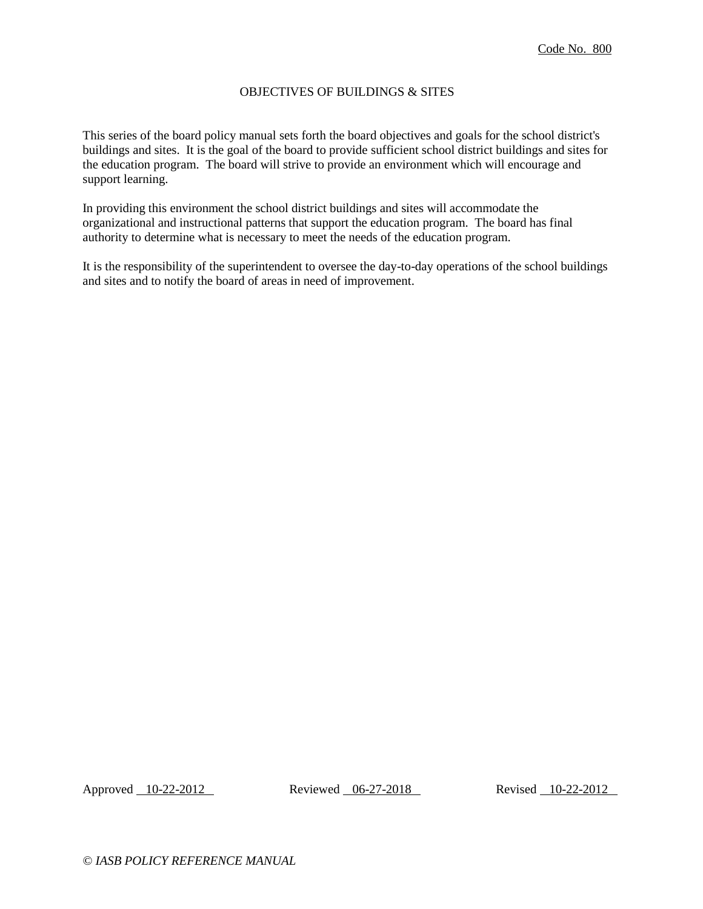Code No. 800

# OBJECTIVES OF BUILDINGS & SITES

This series of the board policy manual sets forth the board objectives and goals for the school district's buildings and sites. It is the goal of the board to provide sufficient school district buildings and sites for the education program. The board will strive to provide an environment which will encourage and support learning.

In providing this environment the school district buildings and sites will accommodate the organizational and instructional patterns that support the education program. The board has final authority to determine what is necessary to meet the needs of the education program.

It is the responsibility of the superintendent to oversee the day-to-day operations of the school buildings and sites and to notify the board of areas in need of improvement.

Approved 10-22-2012 Reviewed 06-27-2018 Revised 10-22-2012

*© IASB POLICY REFERENCE MANUAL*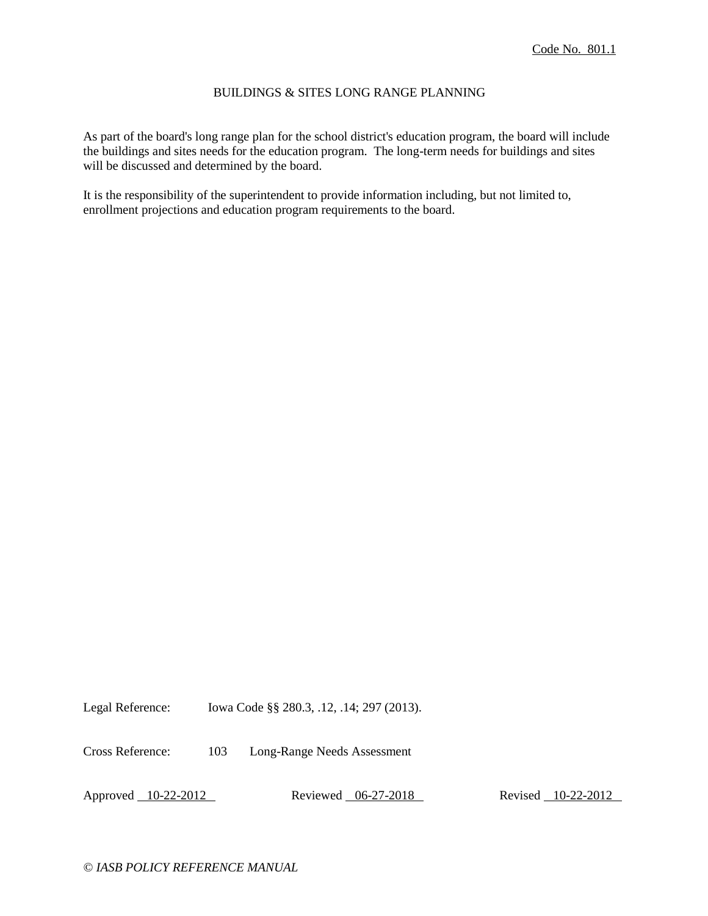Code No. 801.1

# BUILDINGS & SITES LONG RANGE PLANNING

As part of the board's long range plan for the school district's education program, the board will include the buildings and sites needs for the education program. The long-term needs for buildings and sites will be discussed and determined by the board.

It is the responsibility of the superintendent to provide information including, but not limited to, enrollment projections and education program requirements to the board.

Legal Reference: Iowa Code §§ 280.3, .12, .14; 297 (2013).

Cross Reference: 103 Long-Range Needs Assessment

Approved 10-22-2012 Reviewed 06-27-2018 Revised 10-22-2012

*© IASB POLICY REFERENCE MANUAL*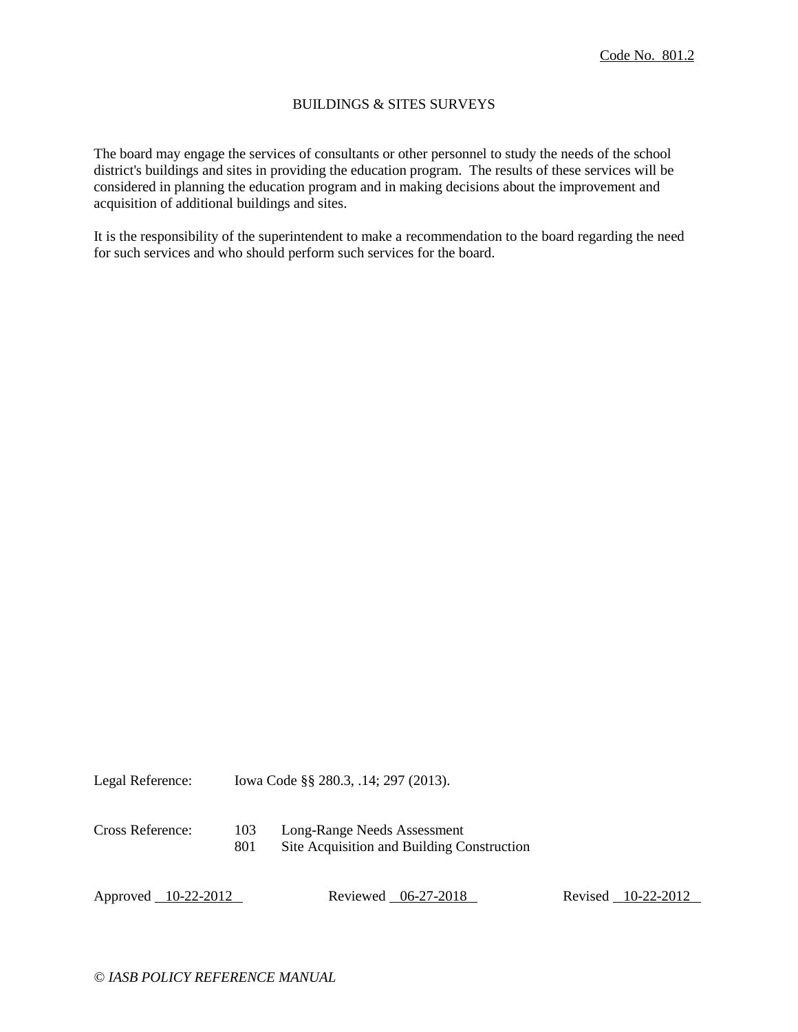Code No. 801.2

# BUILDINGS & SITES SURVEYS

The board may engage the services of consultants or other personnel to study the needs of the school district's buildings and sites in providing the education program. The results of these services will be considered in planning the education program and in making decisions about the improvement and acquisition of additional buildings and sites.

It is the responsibility of the superintendent to make a recommendation to the board regarding the need for such services and who should perform such services for the board.

Legal Reference: Iowa Code §§ 280.3, .14; 297 (2013).

Cross Reference:
- 103 Long-Range Needs Assessment
- 801 Site Acquisition and Building Construction

Approved 10-22-2012 Reviewed 06-27-2018 Revised 10-22-2012

*© IASB POLICY REFERENCE MANUAL*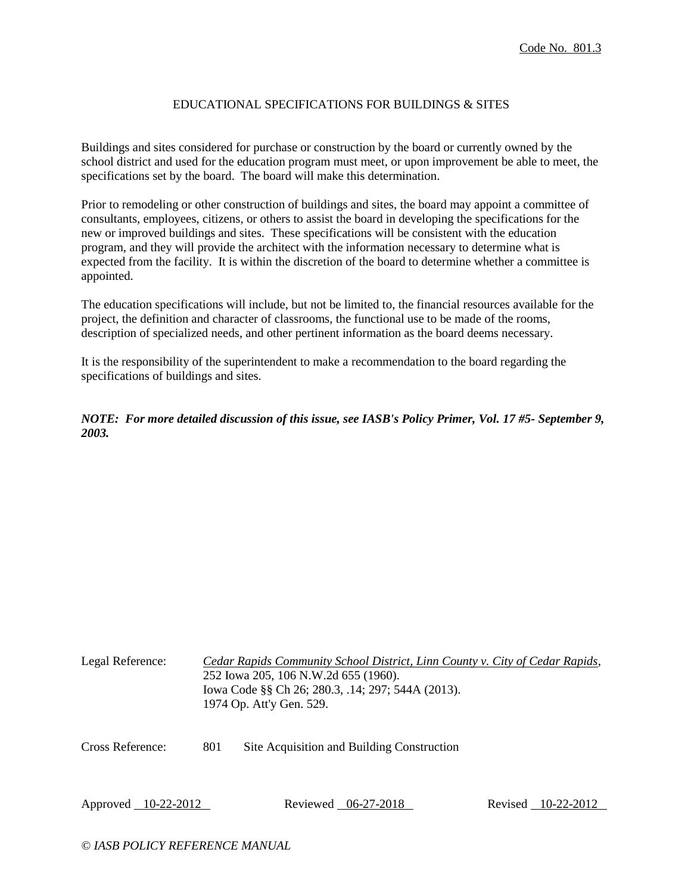Code No. 801.3

# EDUCATIONAL SPECIFICATIONS FOR BUILDINGS & SITES

Buildings and sites considered for purchase or construction by the board or currently owned by the school district and used for the education program must meet, or upon improvement be able to meet, the specifications set by the board. The board will make this determination.

Prior to remodeling or other construction of buildings and sites, the board may appoint a committee of consultants, employees, citizens, or others to assist the board in developing the specifications for the new or improved buildings and sites. These specifications will be consistent with the education program, and they will provide the architect with the information necessary to determine what is expected from the facility. It is within the discretion of the board to determine whether a committee is appointed.

The education specifications will include, but not be limited to, the financial resources available for the project, the definition and character of classrooms, the functional use to be made of the rooms, description of specialized needs, and other pertinent information as the board deems necessary.

It is the responsibility of the superintendent to make a recommendation to the board regarding the specifications of buildings and sites.

***NOTE: For more detailed discussion of this issue, see IASB's Policy Primer, Vol. 17 #5- September 9, 2003.***

Legal Reference: *Cedar Rapids Community School District, Linn County v. City of Cedar Rapids*, 252 Iowa 205, 106 N.W.2d 655 (1960).
Iowa Code §§ Ch 26; 280.3, .14; 297; 544A (2013).
1974 Op. Att'y Gen. 529.

Cross Reference: 801 Site Acquisition and Building Construction

Approved 10-22-2012    Reviewed 06-27-2018    Revised 10-22-2012

*© IASB POLICY REFERENCE MANUAL*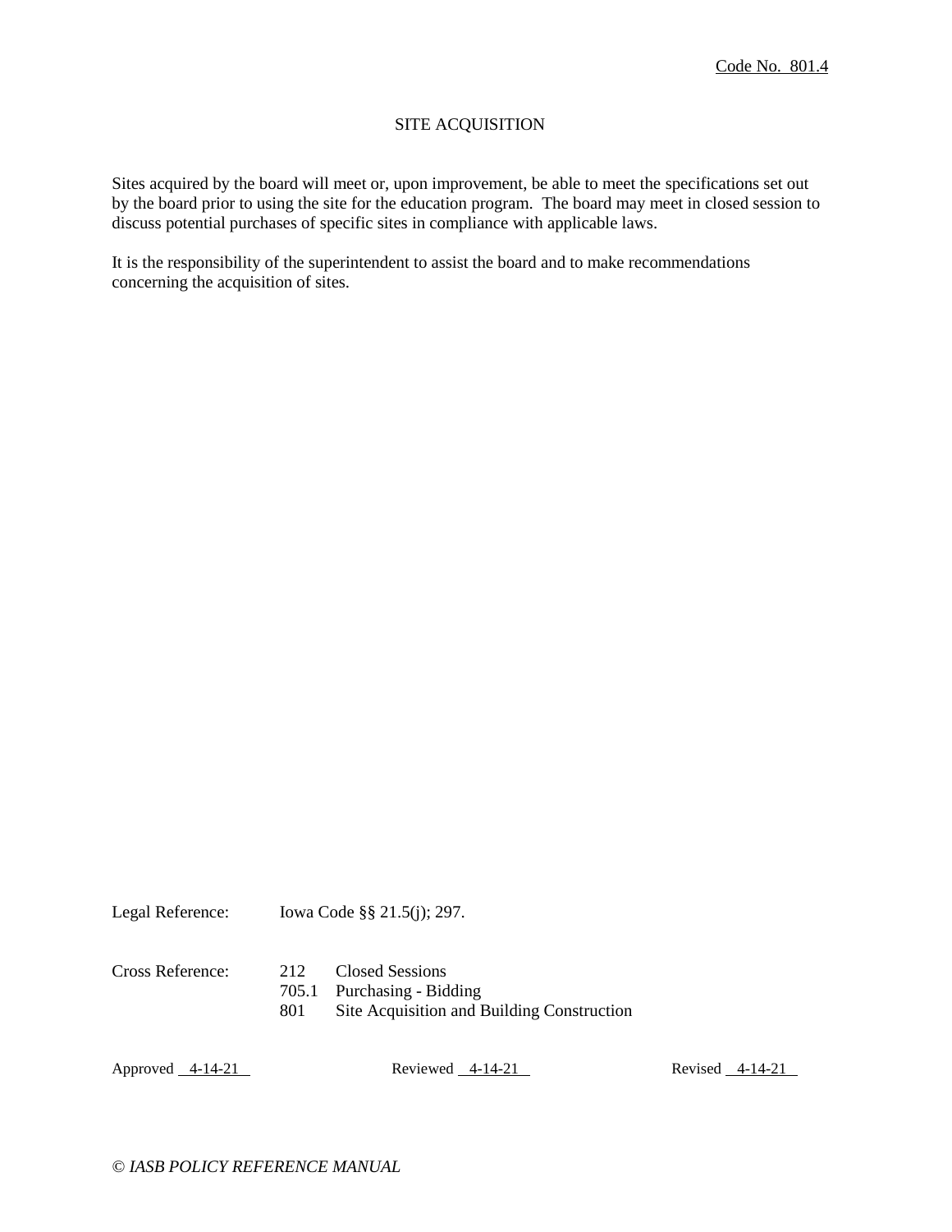Code No. 801.4

# SITE ACQUISITION

Sites acquired by the board will meet or, upon improvement, be able to meet the specifications set out by the board prior to using the site for the education program. The board may meet in closed session to discuss potential purchases of specific sites in compliance with applicable laws.

It is the responsibility of the superintendent to assist the board and to make recommendations concerning the acquisition of sites.

Legal Reference: Iowa Code §§ 21.5(j); 297.

Cross Reference:

- 212 Closed Sessions
- 705.1 Purchasing - Bidding
- 801 Site Acquisition and Building Construction

Approved 4-14-21 Reviewed 4-14-21 Revised 4-14-21

*© IASB POLICY REFERENCE MANUAL*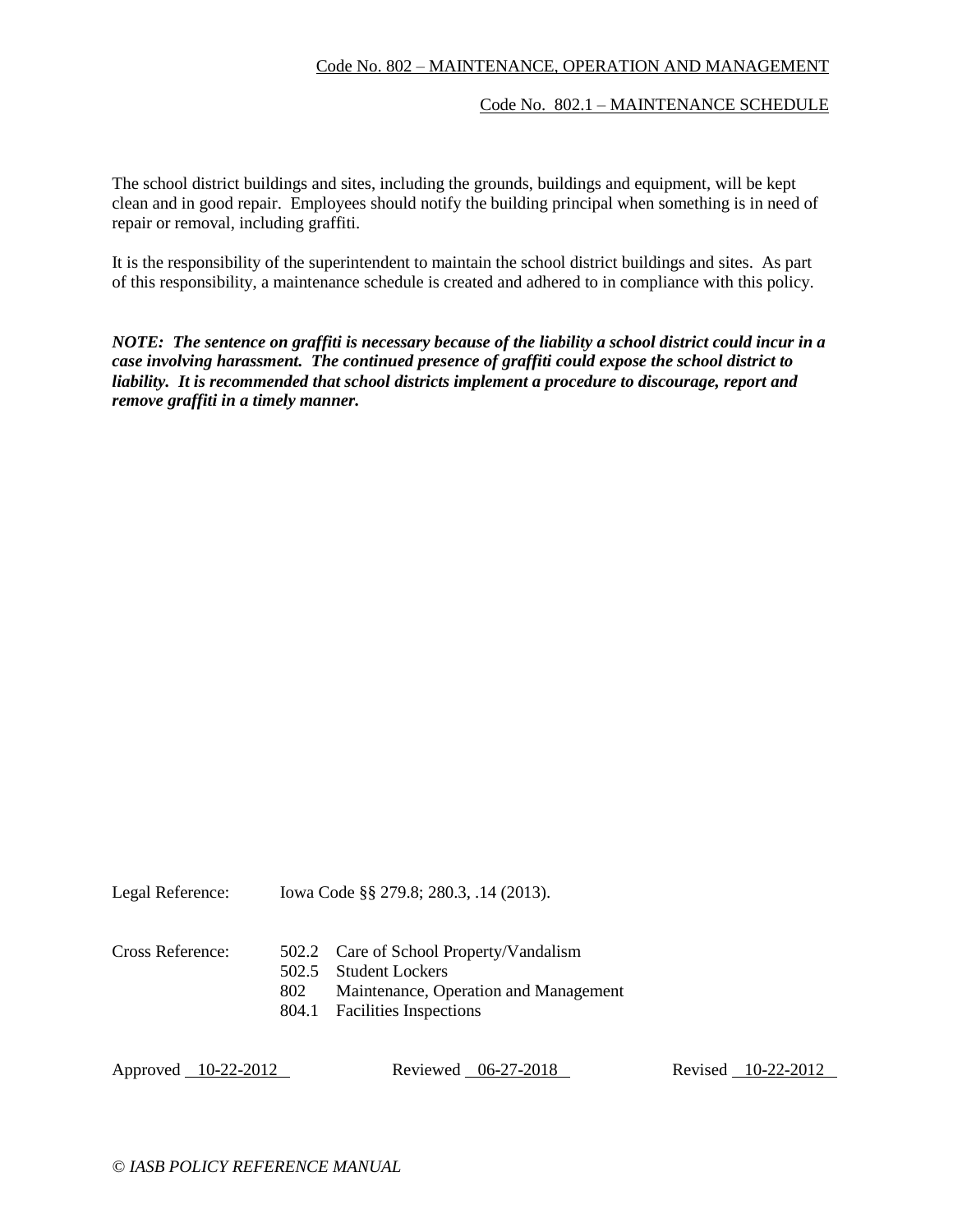Code No. 802 – MAINTENANCE, OPERATION AND MANAGEMENT

Code No. 802.1 – MAINTENANCE SCHEDULE

The school district buildings and sites, including the grounds, buildings and equipment, will be kept clean and in good repair. Employees should notify the building principal when something is in need of repair or removal, including graffiti.

It is the responsibility of the superintendent to maintain the school district buildings and sites. As part of this responsibility, a maintenance schedule is created and adhered to in compliance with this policy.

***NOTE: The sentence on graffiti is necessary because of the liability a school district could incur in a case involving harassment. The continued presence of graffiti could expose the school district to liability. It is recommended that school districts implement a procedure to discourage, report and remove graffiti in a timely manner.***

Legal Reference: Iowa Code §§ 279.8; 280.3, .14 (2013).

Cross Reference:
- 502.2 Care of School Property/Vandalism
- 502.5 Student Lockers
- 802 Maintenance, Operation and Management
- 804.1 Facilities Inspections

Approved 10-22-2012 Reviewed 06-27-2018 Revised 10-22-2012

*© IASB POLICY REFERENCE MANUAL*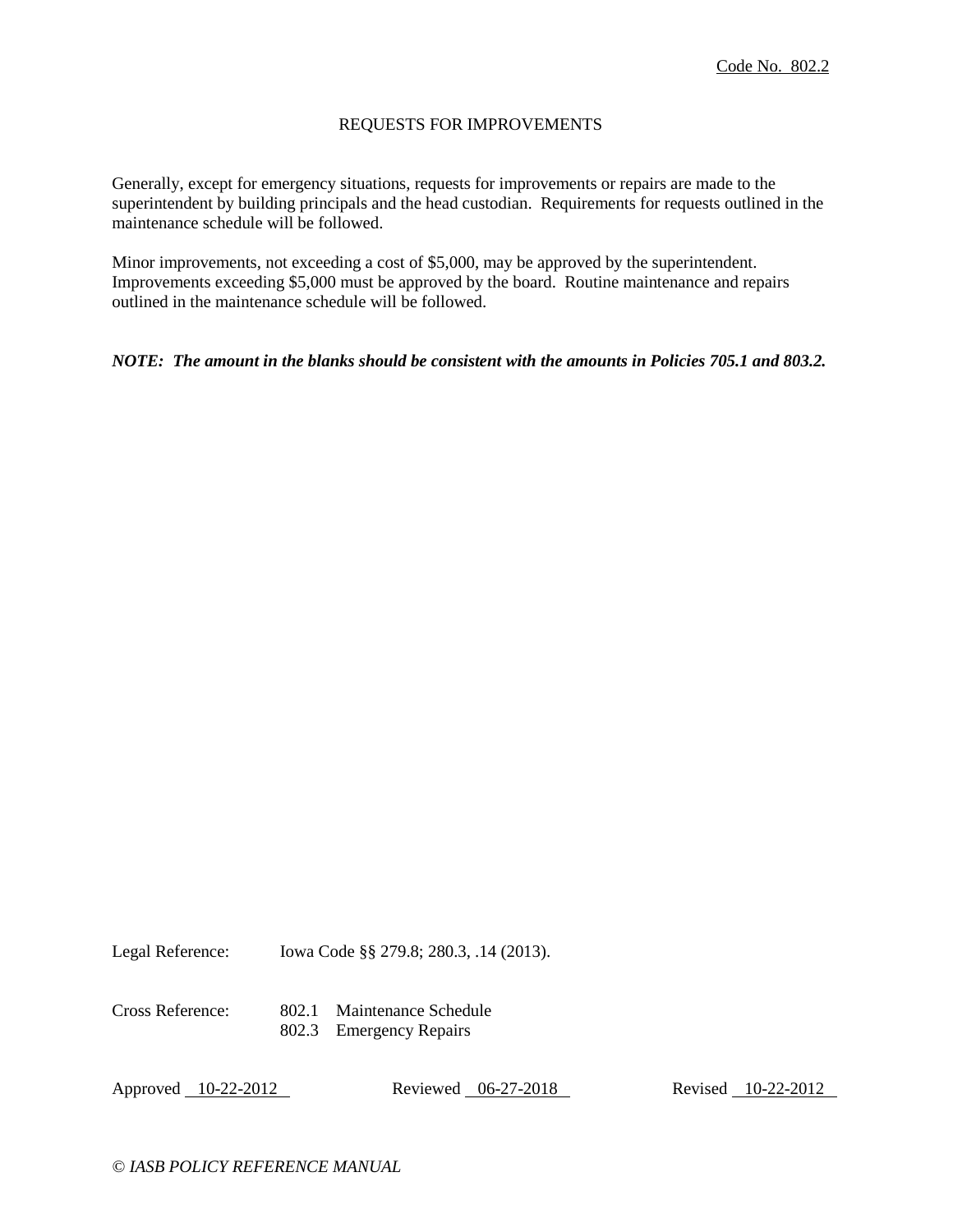Code No. 802.2

# REQUESTS FOR IMPROVEMENTS

Generally, except for emergency situations, requests for improvements or repairs are made to the superintendent by building principals and the head custodian. Requirements for requests outlined in the maintenance schedule will be followed.

Minor improvements, not exceeding a cost of $5,000, may be approved by the superintendent. Improvements exceeding $5,000 must be approved by the board. Routine maintenance and repairs outlined in the maintenance schedule will be followed.

***NOTE: The amount in the blanks should be consistent with the amounts in Policies 705.1 and 803.2.***

Legal Reference: Iowa Code §§ 279.8; 280.3, .14 (2013).

Cross Reference:
802.1 Maintenance Schedule
802.3 Emergency Repairs

Approved 10-22-2012 Reviewed 06-27-2018 Revised 10-22-2012

*© IASB POLICY REFERENCE MANUAL*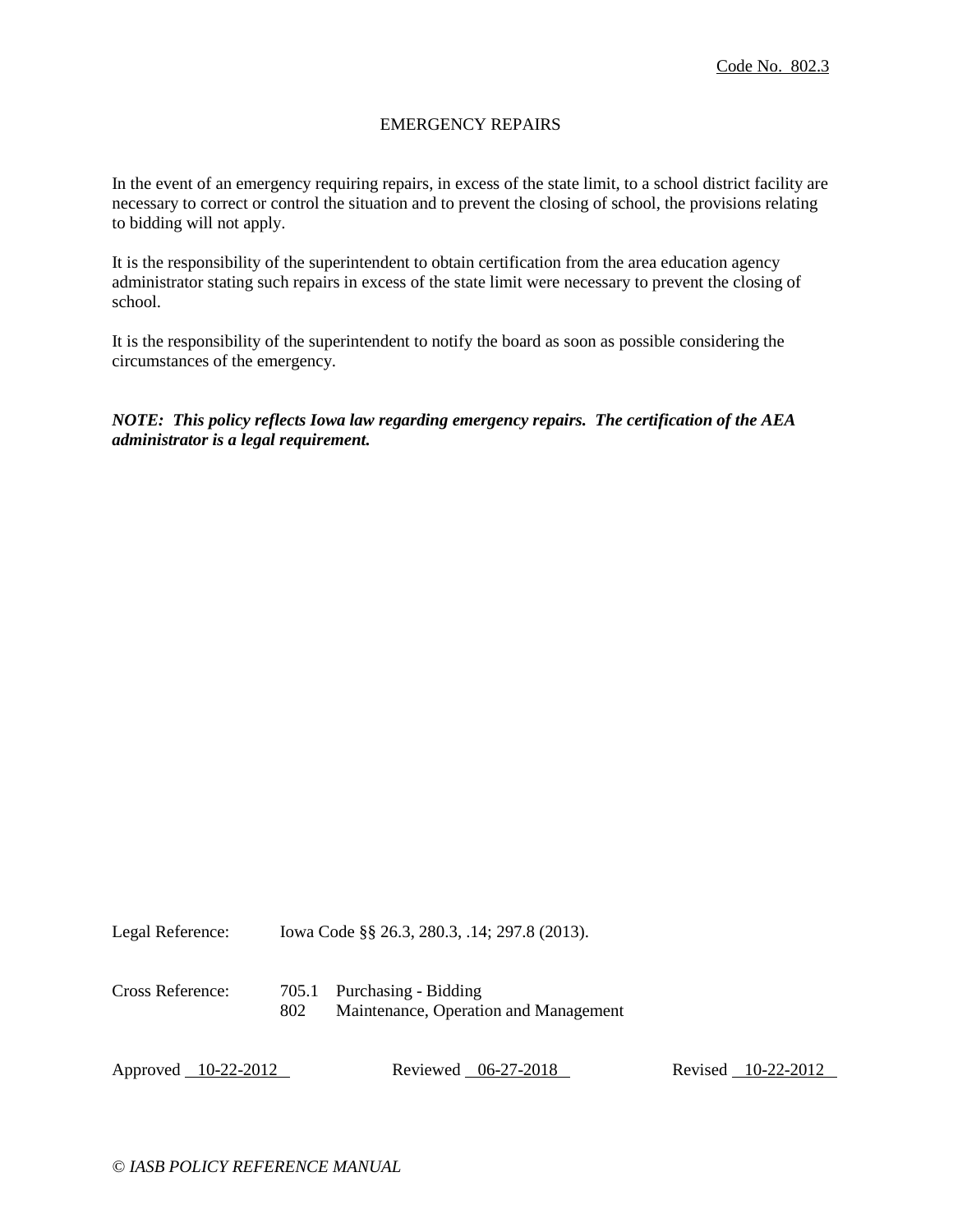Code No. 802.3

# EMERGENCY REPAIRS

In the event of an emergency requiring repairs, in excess of the state limit, to a school district facility are necessary to correct or control the situation and to prevent the closing of school, the provisions relating to bidding will not apply.

It is the responsibility of the superintendent to obtain certification from the area education agency administrator stating such repairs in excess of the state limit were necessary to prevent the closing of school.

It is the responsibility of the superintendent to notify the board as soon as possible considering the circumstances of the emergency.

***NOTE: This policy reflects Iowa law regarding emergency repairs. The certification of the AEA administrator is a legal requirement.***

Legal Reference: Iowa Code §§ 26.3, 280.3, .14; 297.8 (2013).

Cross Reference:
705.1 Purchasing - Bidding
802 Maintenance, Operation and Management

Approved 10-22-2012 Reviewed 06-27-2018 Revised 10-22-2012

*© IASB POLICY REFERENCE MANUAL*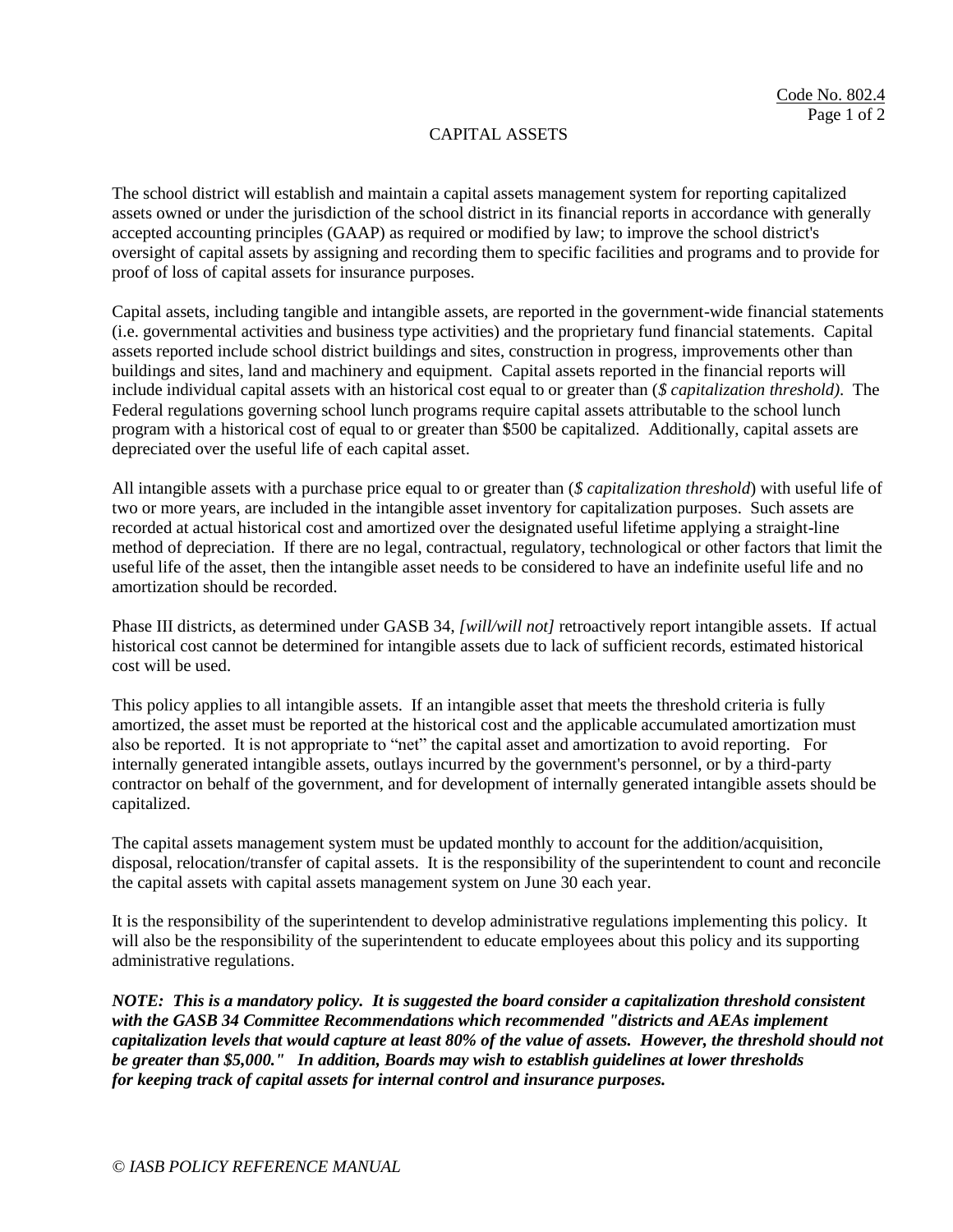Code No. 802.4

# CAPITAL ASSETS

The school district will establish and maintain a capital assets management system for reporting capitalized assets owned or under the jurisdiction of the school district in its financial reports in accordance with generally accepted accounting principles (GAAP) as required or modified by law; to improve the school district's oversight of capital assets by assigning and recording them to specific facilities and programs and to provide for proof of loss of capital assets for insurance purposes.

Capital assets, including tangible and intangible assets, are reported in the government-wide financial statements (i.e. governmental activities and business type activities) and the proprietary fund financial statements. Capital assets reported include school district buildings and sites, construction in progress, improvements other than buildings and sites, land and machinery and equipment. Capital assets reported in the financial reports will include individual capital assets with an historical cost equal to or greater than (*$ capitalization threshold).* The Federal regulations governing school lunch programs require capital assets attributable to the school lunch program with a historical cost of equal to or greater than $500 be capitalized. Additionally, capital assets are depreciated over the useful life of each capital asset.

All intangible assets with a purchase price equal to or greater than (*$ capitalization threshold*) with useful life of two or more years, are included in the intangible asset inventory for capitalization purposes. Such assets are recorded at actual historical cost and amortized over the designated useful lifetime applying a straight-line method of depreciation. If there are no legal, contractual, regulatory, technological or other factors that limit the useful life of the asset, then the intangible asset needs to be considered to have an indefinite useful life and no amortization should be recorded.

Phase III districts, as determined under GASB 34, *[will/will not]* retroactively report intangible assets. If actual historical cost cannot be determined for intangible assets due to lack of sufficient records, estimated historical cost will be used.

This policy applies to all intangible assets. If an intangible asset that meets the threshold criteria is fully amortized, the asset must be reported at the historical cost and the applicable accumulated amortization must also be reported. It is not appropriate to "net" the capital asset and amortization to avoid reporting. For internally generated intangible assets, outlays incurred by the government's personnel, or by a third-party contractor on behalf of the government, and for development of internally generated intangible assets should be capitalized.

The capital assets management system must be updated monthly to account for the addition/acquisition, disposal, relocation/transfer of capital assets. It is the responsibility of the superintendent to count and reconcile the capital assets with capital assets management system on June 30 each year.

It is the responsibility of the superintendent to develop administrative regulations implementing this policy. It will also be the responsibility of the superintendent to educate employees about this policy and its supporting administrative regulations.

***NOTE: This is a mandatory policy. It is suggested the board consider a capitalization threshold consistent with the GASB 34 Committee Recommendations which recommended "districts and AEAs implement capitalization levels that would capture at least 80% of the value of assets. However, the threshold should not be greater than $5,000." In addition, Boards may wish to establish guidelines at lower thresholds for keeping track of capital assets for internal control and insurance purposes.***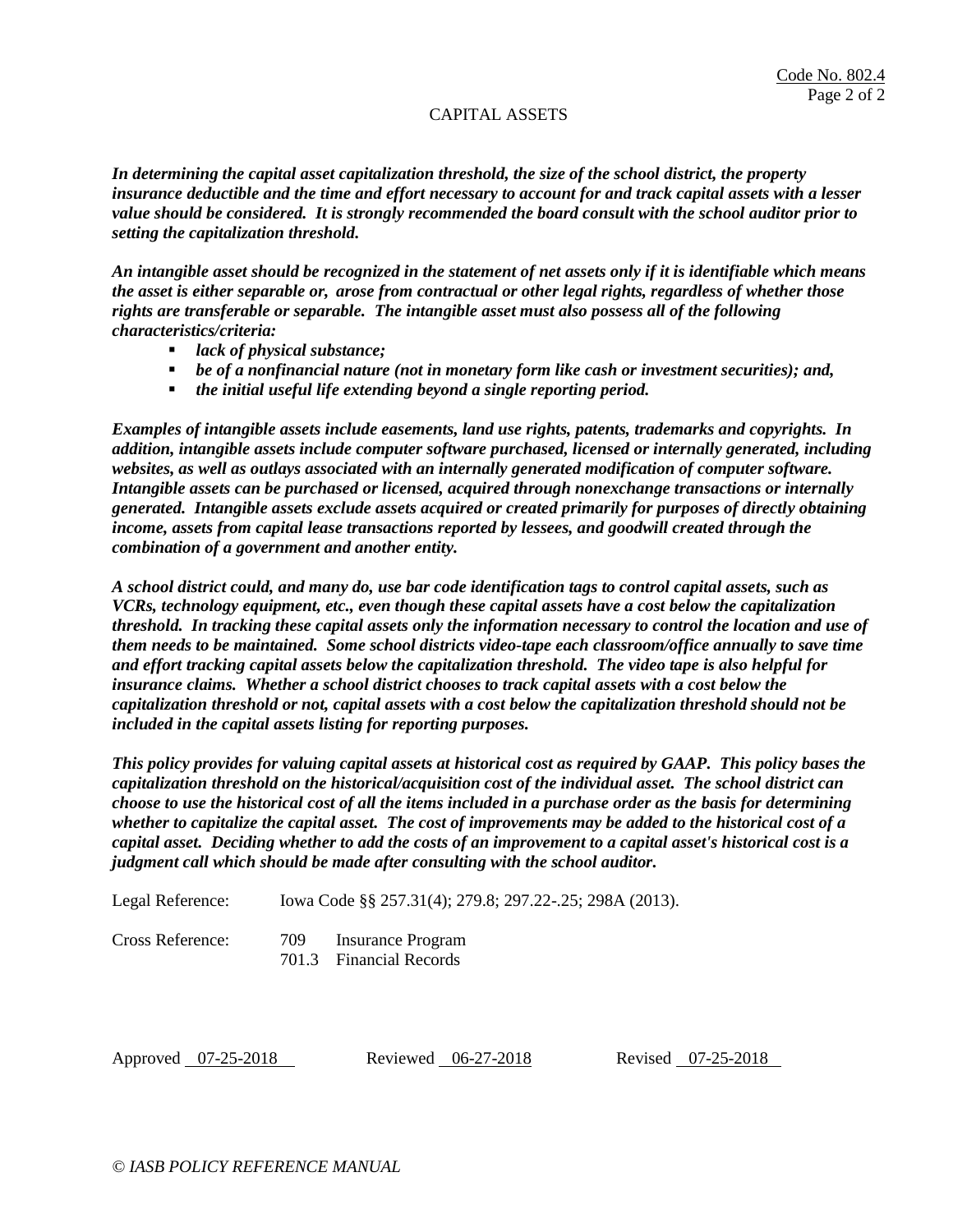# CAPITAL ASSETS

***In determining the capital asset capitalization threshold, the size of the school district, the property insurance deductible and the time and effort necessary to account for and track capital assets with a lesser value should be considered. It is strongly recommended the board consult with the school auditor prior to setting the capitalization threshold.***

***An intangible asset should be recognized in the statement of net assets only if it is identifiable which means the asset is either separable or, arose from contractual or other legal rights, regardless of whether those rights are transferable or separable. The intangible asset must also possess all of the following characteristics/criteria:***

- ***lack of physical substance;***
- ***be of a nonfinancial nature (not in monetary form like cash or investment securities); and,***
- ***the initial useful life extending beyond a single reporting period.***

***Examples of intangible assets include easements, land use rights, patents, trademarks and copyrights. In addition, intangible assets include computer software purchased, licensed or internally generated, including websites, as well as outlays associated with an internally generated modification of computer software. Intangible assets can be purchased or licensed, acquired through nonexchange transactions or internally generated. Intangible assets exclude assets acquired or created primarily for purposes of directly obtaining income, assets from capital lease transactions reported by lessees, and goodwill created through the combination of a government and another entity.***

***A school district could, and many do, use bar code identification tags to control capital assets, such as VCRs, technology equipment, etc., even though these capital assets have a cost below the capitalization threshold. In tracking these capital assets only the information necessary to control the location and use of them needs to be maintained. Some school districts video-tape each classroom/office annually to save time and effort tracking capital assets below the capitalization threshold. The video tape is also helpful for insurance claims. Whether a school district chooses to track capital assets with a cost below the capitalization threshold or not, capital assets with a cost below the capitalization threshold should not be included in the capital assets listing for reporting purposes.***

***This policy provides for valuing capital assets at historical cost as required by GAAP. This policy bases the capitalization threshold on the historical/acquisition cost of the individual asset. The school district can choose to use the historical cost of all the items included in a purchase order as the basis for determining whether to capitalize the capital asset. The cost of improvements may be added to the historical cost of a capital asset. Deciding whether to add the costs of an improvement to a capital asset's historical cost is a judgment call which should be made after consulting with the school auditor.***

Legal Reference: Iowa Code §§ 257.31(4); 279.8; 297.22-.25; 298A (2013).

Cross Reference:
709 Insurance Program
701.3 Financial Records

Approved 07-25-2018 Reviewed 06-27-2018 Revised 07-25-2018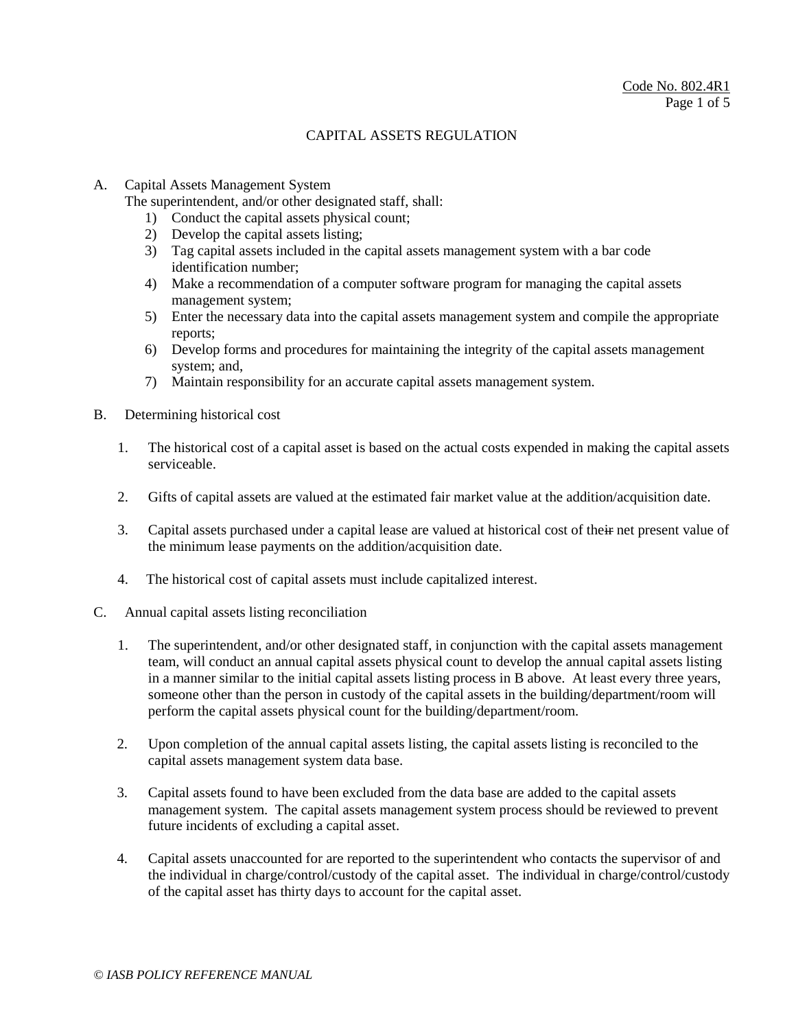Code No. 802.4R1

# CAPITAL ASSETS REGULATION

A. Capital Assets Management System

The superintendent, and/or other designated staff, shall:

1) Conduct the capital assets physical count;
2) Develop the capital assets listing;
3) Tag capital assets included in the capital assets management system with a bar code identification number;
4) Make a recommendation of a computer software program for managing the capital assets management system;
5) Enter the necessary data into the capital assets management system and compile the appropriate reports;
6) Develop forms and procedures for maintaining the integrity of the capital assets management system; and,
7) Maintain responsibility for an accurate capital assets management system.

B. Determining historical cost

1. The historical cost of a capital asset is based on the actual costs expended in making the capital assets serviceable.

2. Gifts of capital assets are valued at the estimated fair market value at the addition/acquisition date.

3. Capital assets purchased under a capital lease are valued at historical cost of the~~ir~~ net present value of the minimum lease payments on the addition/acquisition date.

4. The historical cost of capital assets must include capitalized interest.

C. Annual capital assets listing reconciliation

1. The superintendent, and/or other designated staff, in conjunction with the capital assets management team, will conduct an annual capital assets physical count to develop the annual capital assets listing in a manner similar to the initial capital assets listing process in B above. At least every three years, someone other than the person in custody of the capital assets in the building/department/room will perform the capital assets physical count for the building/department/room.

2. Upon completion of the annual capital assets listing, the capital assets listing is reconciled to the capital assets management system data base.

3. Capital assets found to have been excluded from the data base are added to the capital assets management system. The capital assets management system process should be reviewed to prevent future incidents of excluding a capital asset.

4. Capital assets unaccounted for are reported to the superintendent who contacts the supervisor of and the individual in charge/control/custody of the capital asset. The individual in charge/control/custody of the capital asset has thirty days to account for the capital asset.

*© IASB POLICY REFERENCE MANUAL*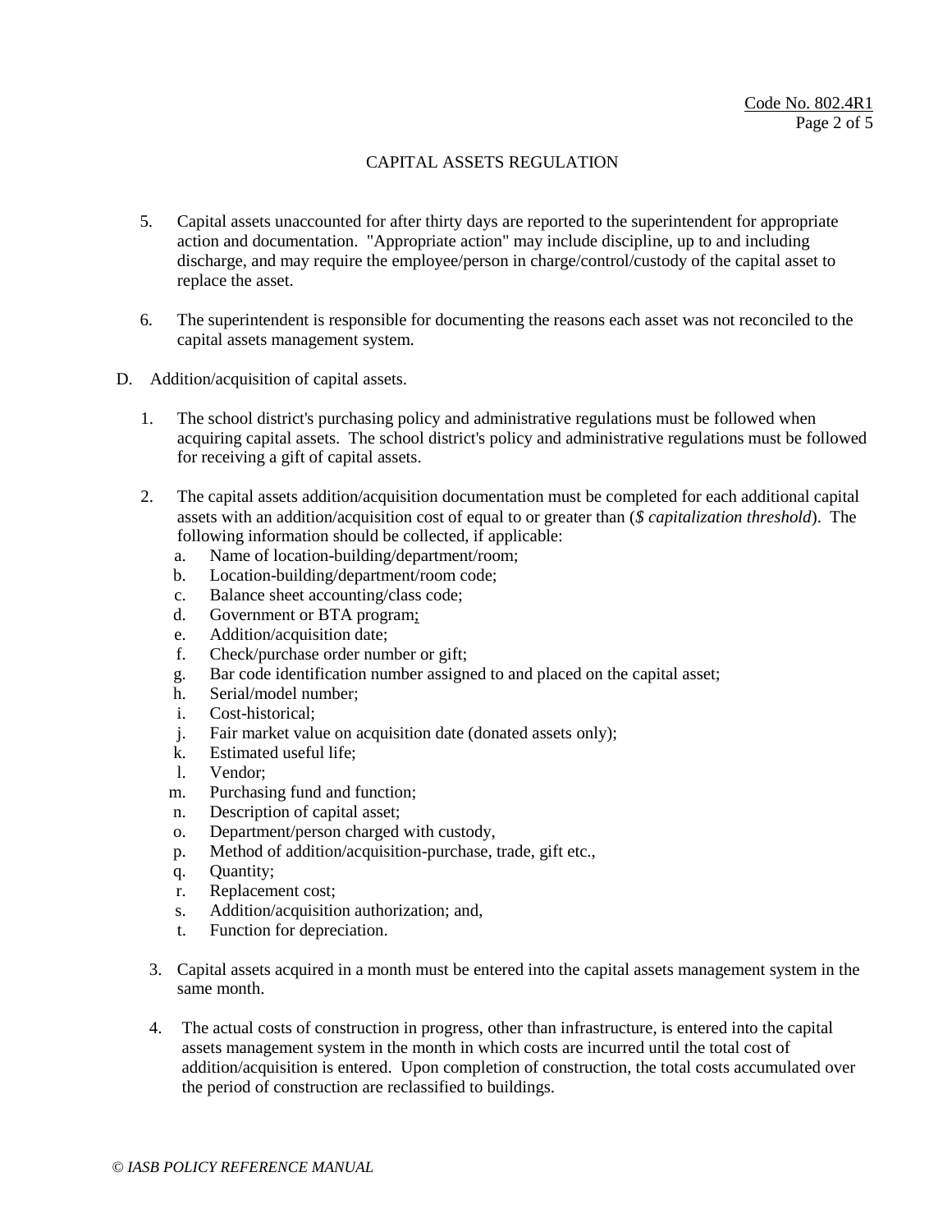CAPITAL ASSETS REGULATION

5. Capital assets unaccounted for after thirty days are reported to the superintendent for appropriate action and documentation. "Appropriate action" may include discipline, up to and including discharge, and may require the employee/person in charge/control/custody of the capital asset to replace the asset.

6. The superintendent is responsible for documenting the reasons each asset was not reconciled to the capital assets management system.

D. Addition/acquisition of capital assets.

1. The school district's purchasing policy and administrative regulations must be followed when acquiring capital assets. The school district's policy and administrative regulations must be followed for receiving a gift of capital assets.

2. The capital assets addition/acquisition documentation must be completed for each additional capital assets with an addition/acquisition cost of equal to or greater than (*$ capitalization threshold*). The following information should be collected, if applicable:
   a. Name of location-building/department/room;
   b. Location-building/department/room code;
   c. Balance sheet accounting/class code;
   d. Government or BTA program;
   e. Addition/acquisition date;
   f. Check/purchase order number or gift;
   g. Bar code identification number assigned to and placed on the capital asset;
   h. Serial/model number;
   i. Cost-historical;
   j. Fair market value on acquisition date (donated assets only);
   k. Estimated useful life;
   l. Vendor;
   m. Purchasing fund and function;
   n. Description of capital asset;
   o. Department/person charged with custody,
   p. Method of addition/acquisition-purchase, trade, gift etc.,
   q. Quantity;
   r. Replacement cost;
   s. Addition/acquisition authorization; and,
   t. Function for depreciation.

3. Capital assets acquired in a month must be entered into the capital assets management system in the same month.

4. The actual costs of construction in progress, other than infrastructure, is entered into the capital assets management system in the month in which costs are incurred until the total cost of addition/acquisition is entered. Upon completion of construction, the total costs accumulated over the period of construction are reclassified to buildings.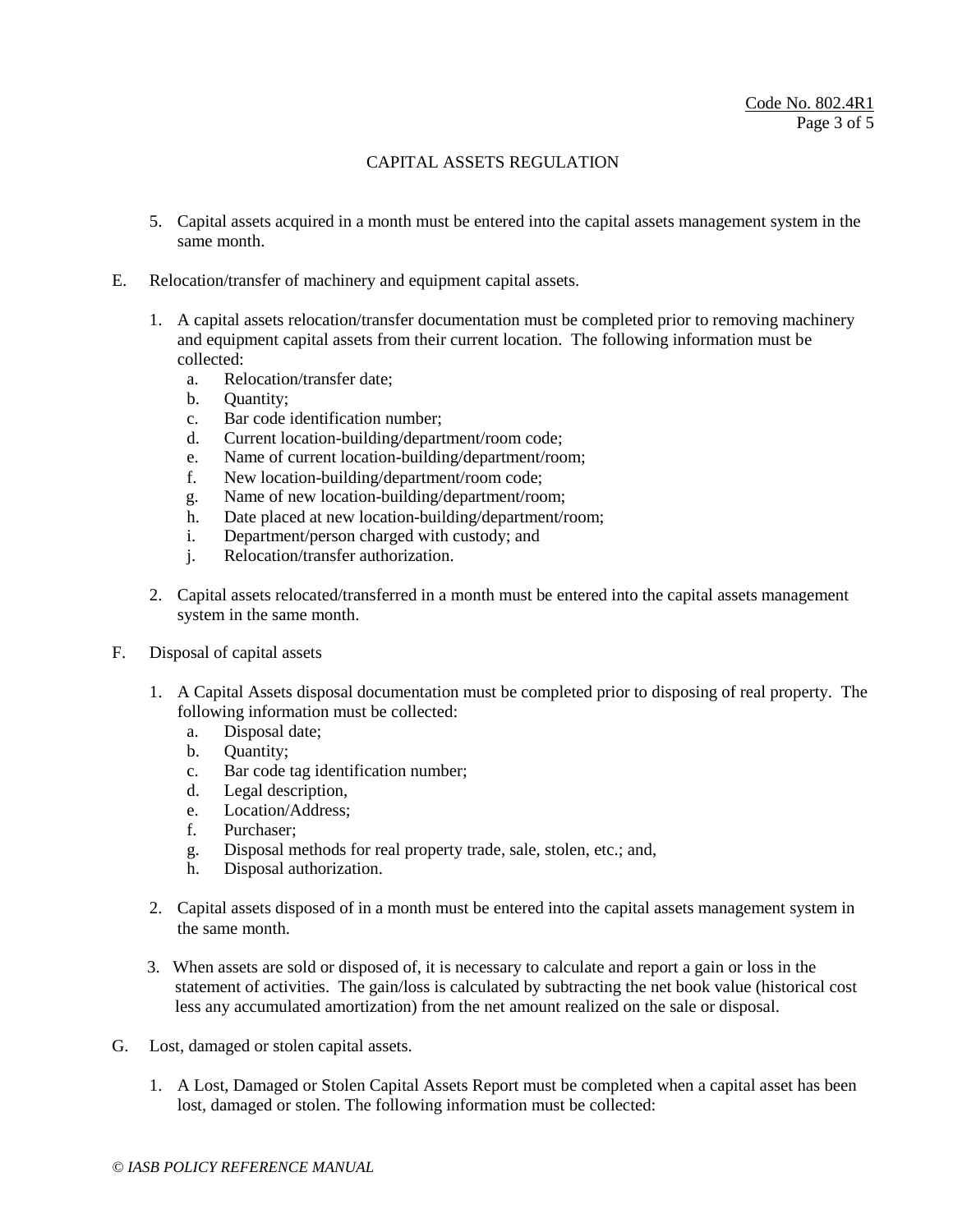## CAPITAL ASSETS REGULATION

5. Capital assets acquired in a month must be entered into the capital assets management system in the same month.

E. Relocation/transfer of machinery and equipment capital assets.

1. A capital assets relocation/transfer documentation must be completed prior to removing machinery and equipment capital assets from their current location. The following information must be collected:
   a. Relocation/transfer date;
   b. Quantity;
   c. Bar code identification number;
   d. Current location-building/department/room code;
   e. Name of current location-building/department/room;
   f. New location-building/department/room code;
   g. Name of new location-building/department/room;
   h. Date placed at new location-building/department/room;
   i. Department/person charged with custody; and
   j. Relocation/transfer authorization.

2. Capital assets relocated/transferred in a month must be entered into the capital assets management system in the same month.

F. Disposal of capital assets

1. A Capital Assets disposal documentation must be completed prior to disposing of real property. The following information must be collected:
   a. Disposal date;
   b. Quantity;
   c. Bar code tag identification number;
   d. Legal description,
   e. Location/Address;
   f. Purchaser;
   g. Disposal methods for real property trade, sale, stolen, etc.; and,
   h. Disposal authorization.

2. Capital assets disposed of in a month must be entered into the capital assets management system in the same month.

3. When assets are sold or disposed of, it is necessary to calculate and report a gain or loss in the statement of activities. The gain/loss is calculated by subtracting the net book value (historical cost less any accumulated amortization) from the net amount realized on the sale or disposal.

G. Lost, damaged or stolen capital assets.

1. A Lost, Damaged or Stolen Capital Assets Report must be completed when a capital asset has been lost, damaged or stolen. The following information must be collected: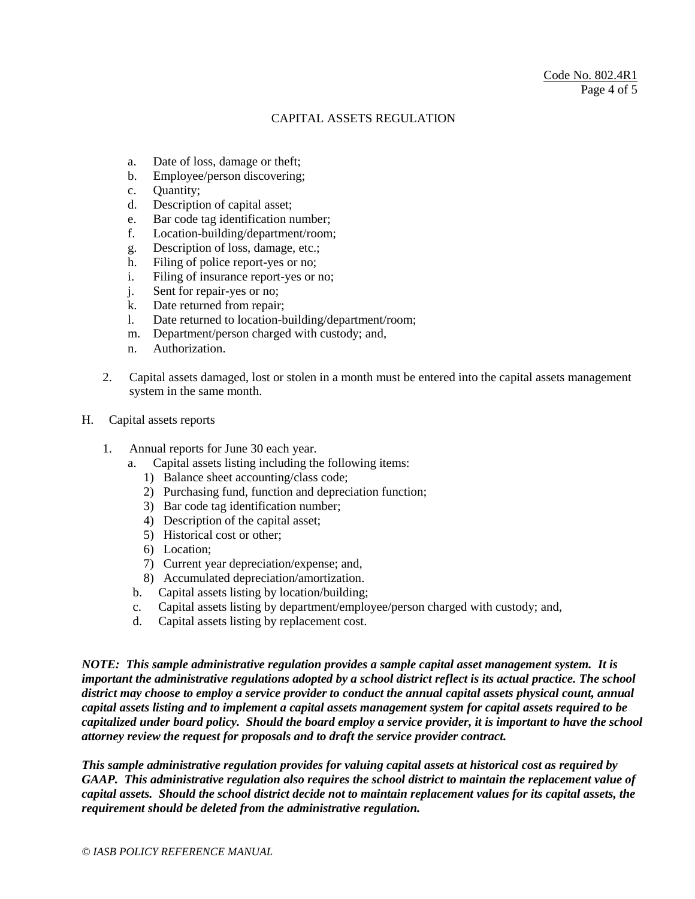## CAPITAL ASSETS REGULATION

a. Date of loss, damage or theft;
b. Employee/person discovering;
c. Quantity;
d. Description of capital asset;
e. Bar code tag identification number;
f. Location-building/department/room;
g. Description of loss, damage, etc.;
h. Filing of police report-yes or no;
i. Filing of insurance report-yes or no;
j. Sent for repair-yes or no;
k. Date returned from repair;
l. Date returned to location-building/department/room;
m. Department/person charged with custody; and,
n. Authorization.

2. Capital assets damaged, lost or stolen in a month must be entered into the capital assets management system in the same month.

H. Capital assets reports

1. Annual reports for June 30 each year.
   a. Capital assets listing including the following items:
      1) Balance sheet accounting/class code;
      2) Purchasing fund, function and depreciation function;
      3) Bar code tag identification number;
      4) Description of the capital asset;
      5) Historical cost or other;
      6) Location;
      7) Current year depreciation/expense; and,
      8) Accumulated depreciation/amortization.
   b. Capital assets listing by location/building;
   c. Capital assets listing by department/employee/person charged with custody; and,
   d. Capital assets listing by replacement cost.

***NOTE: This sample administrative regulation provides a sample capital asset management system. It is important the administrative regulations adopted by a school district reflect is its actual practice. The school district may choose to employ a service provider to conduct the annual capital assets physical count, annual capital assets listing and to implement a capital assets management system for capital assets required to be capitalized under board policy. Should the board employ a service provider, it is important to have the school attorney review the request for proposals and to draft the service provider contract.***

***This sample administrative regulation provides for valuing capital assets at historical cost as required by GAAP. This administrative regulation also requires the school district to maintain the replacement value of capital assets. Should the school district decide not to maintain replacement values for its capital assets, the requirement should be deleted from the administrative regulation.***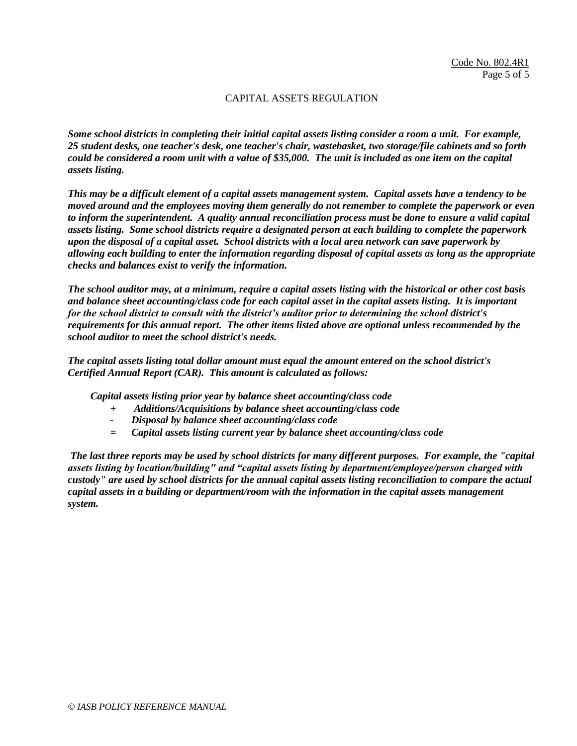CAPITAL ASSETS REGULATION

***Some school districts in completing their initial capital assets listing consider a room a unit. For example, 25 student desks, one teacher's desk, one teacher's chair, wastebasket, two storage/file cabinets and so forth could be considered a room unit with a value of $35,000. The unit is included as one item on the capital assets listing.***

***This may be a difficult element of a capital assets management system. Capital assets have a tendency to be moved around and the employees moving them generally do not remember to complete the paperwork or even to inform the superintendent. A quality annual reconciliation process must be done to ensure a valid capital assets listing. Some school districts require a designated person at each building to complete the paperwork upon the disposal of a capital asset. School districts with a local area network can save paperwork by allowing each building to enter the information regarding disposal of capital assets as long as the appropriate checks and balances exist to verify the information.***

***The school auditor may, at a minimum, require a capital assets listing with the historical or other cost basis and balance sheet accounting/class code for each capital asset in the capital assets listing. It is important for the school district to consult with the district's auditor prior to determining the school district's requirements for this annual report. The other items listed above are optional unless recommended by the school auditor to meet the school district's needs.***

***The capital assets listing total dollar amount must equal the amount entered on the school district's Certified Annual Report (CAR). This amount is calculated as follows:***

***Capital assets listing prior year by balance sheet accounting/class code***
***+ Additions/Acquisitions by balance sheet accounting/class code***
***- Disposal by balance sheet accounting/class code***
***= Capital assets listing current year by balance sheet accounting/class code***

***The last three reports may be used by school districts for many different purposes. For example, the "capital assets listing by location/building" and "capital assets listing by department/employee/person charged with custody" are used by school districts for the annual capital assets listing reconciliation to compare the actual capital assets in a building or department/room with the information in the capital assets management system.***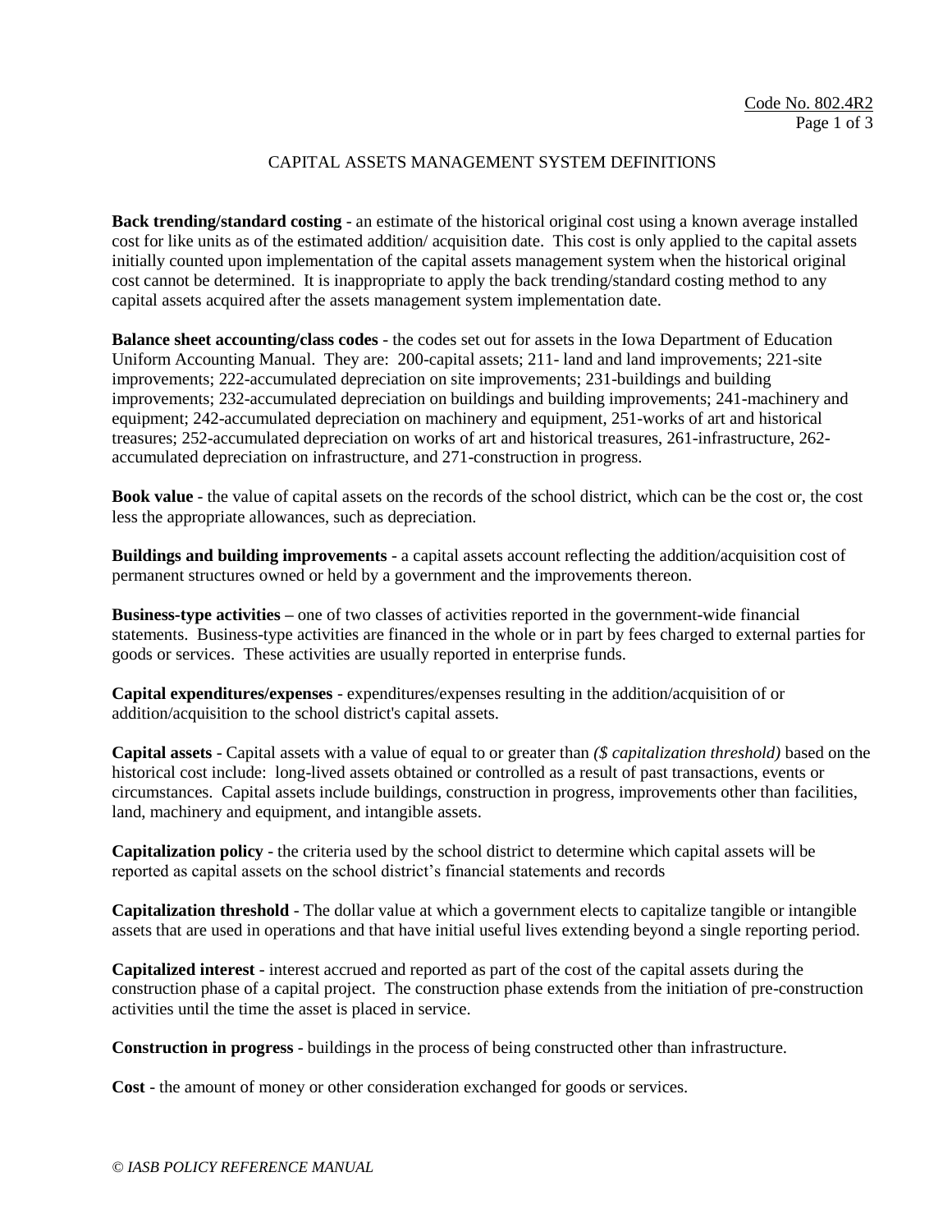# CAPITAL ASSETS MANAGEMENT SYSTEM DEFINITIONS

**Back trending/standard costing** - an estimate of the historical original cost using a known average installed cost for like units as of the estimated addition/ acquisition date. This cost is only applied to the capital assets initially counted upon implementation of the capital assets management system when the historical original cost cannot be determined. It is inappropriate to apply the back trending/standard costing method to any capital assets acquired after the assets management system implementation date.

**Balance sheet accounting/class codes** - the codes set out for assets in the Iowa Department of Education Uniform Accounting Manual. They are: 200-capital assets; 211- land and land improvements; 221-site improvements; 222-accumulated depreciation on site improvements; 231-buildings and building improvements; 232-accumulated depreciation on buildings and building improvements; 241-machinery and equipment; 242-accumulated depreciation on machinery and equipment, 251-works of art and historical treasures; 252-accumulated depreciation on works of art and historical treasures, 261-infrastructure, 262-accumulated depreciation on infrastructure, and 271-construction in progress.

**Book value** - the value of capital assets on the records of the school district, which can be the cost or, the cost less the appropriate allowances, such as depreciation.

**Buildings and building improvements** - a capital assets account reflecting the addition/acquisition cost of permanent structures owned or held by a government and the improvements thereon.

**Business-type activities** – one of two classes of activities reported in the government-wide financial statements. Business-type activities are financed in the whole or in part by fees charged to external parties for goods or services. These activities are usually reported in enterprise funds.

**Capital expenditures/expenses** - expenditures/expenses resulting in the addition/acquisition of or addition/acquisition to the school district's capital assets.

**Capital assets** - Capital assets with a value of equal to or greater than *($ capitalization threshold)* based on the historical cost include: long-lived assets obtained or controlled as a result of past transactions, events or circumstances. Capital assets include buildings, construction in progress, improvements other than facilities, land, machinery and equipment, and intangible assets.

**Capitalization policy** - the criteria used by the school district to determine which capital assets will be reported as capital assets on the school district's financial statements and records

**Capitalization threshold** - The dollar value at which a government elects to capitalize tangible or intangible assets that are used in operations and that have initial useful lives extending beyond a single reporting period.

**Capitalized interest** - interest accrued and reported as part of the cost of the capital assets during the construction phase of a capital project. The construction phase extends from the initiation of pre-construction activities until the time the asset is placed in service.

**Construction in progress** - buildings in the process of being constructed other than infrastructure.

**Cost** - the amount of money or other consideration exchanged for goods or services.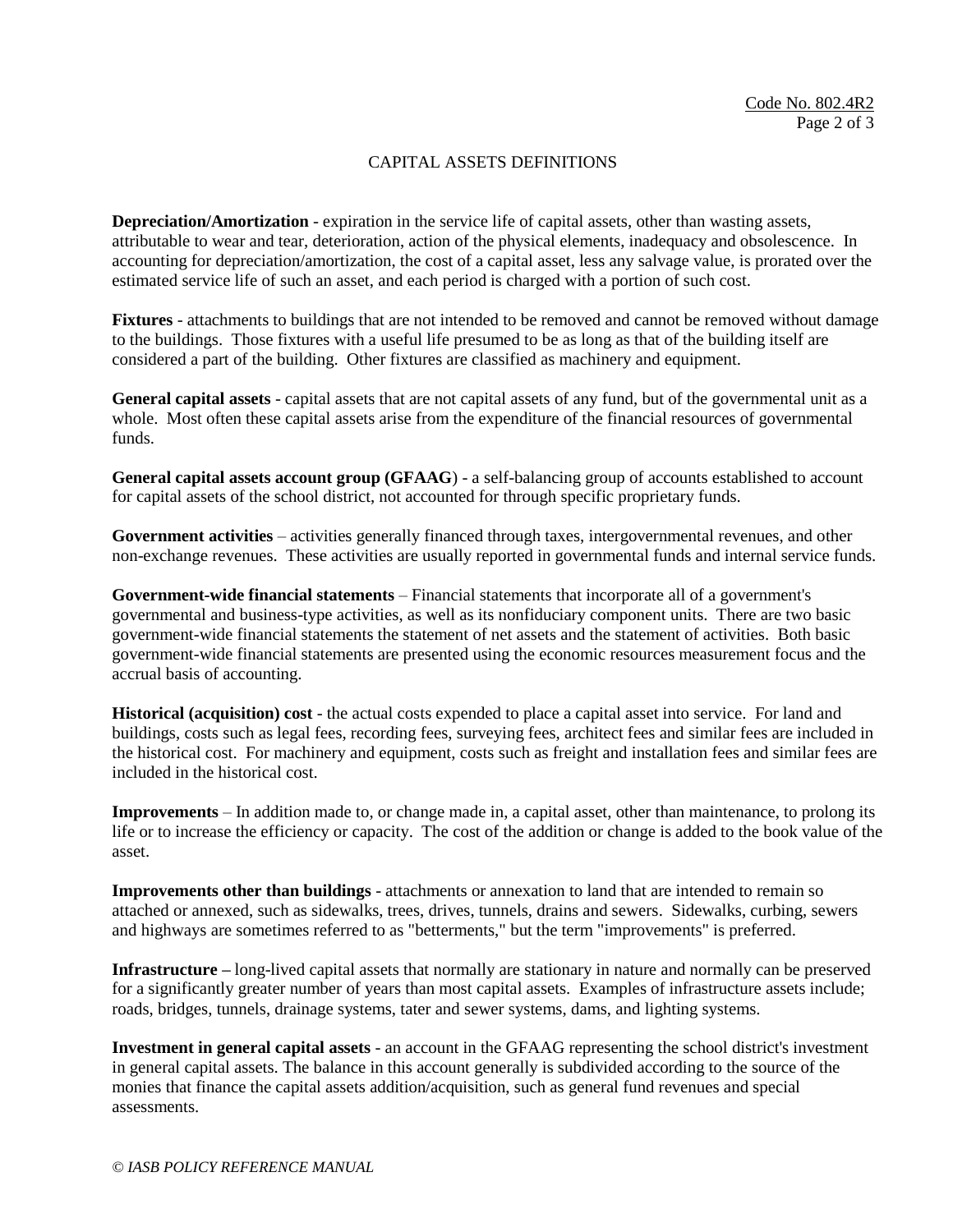## CAPITAL ASSETS DEFINITIONS

**Depreciation/Amortization** - expiration in the service life of capital assets, other than wasting assets, attributable to wear and tear, deterioration, action of the physical elements, inadequacy and obsolescence. In accounting for depreciation/amortization, the cost of a capital asset, less any salvage value, is prorated over the estimated service life of such an asset, and each period is charged with a portion of such cost.

**Fixtures** - attachments to buildings that are not intended to be removed and cannot be removed without damage to the buildings. Those fixtures with a useful life presumed to be as long as that of the building itself are considered a part of the building. Other fixtures are classified as machinery and equipment.

**General capital assets** - capital assets that are not capital assets of any fund, but of the governmental unit as a whole. Most often these capital assets arise from the expenditure of the financial resources of governmental funds.

**General capital assets account group (GFAAG**) - a self-balancing group of accounts established to account for capital assets of the school district, not accounted for through specific proprietary funds.

**Government activities** – activities generally financed through taxes, intergovernmental revenues, and other non-exchange revenues. These activities are usually reported in governmental funds and internal service funds.

**Government-wide financial statements** – Financial statements that incorporate all of a government's governmental and business-type activities, as well as its nonfiduciary component units. There are two basic government-wide financial statements the statement of net assets and the statement of activities. Both basic government-wide financial statements are presented using the economic resources measurement focus and the accrual basis of accounting.

**Historical (acquisition) cost** - the actual costs expended to place a capital asset into service. For land and buildings, costs such as legal fees, recording fees, surveying fees, architect fees and similar fees are included in the historical cost. For machinery and equipment, costs such as freight and installation fees and similar fees are included in the historical cost.

**Improvements** – In addition made to, or change made in, a capital asset, other than maintenance, to prolong its life or to increase the efficiency or capacity. The cost of the addition or change is added to the book value of the asset.

**Improvements other than buildings** - attachments or annexation to land that are intended to remain so attached or annexed, such as sidewalks, trees, drives, tunnels, drains and sewers. Sidewalks, curbing, sewers and highways are sometimes referred to as "betterments," but the term "improvements" is preferred.

**Infrastructure –** long-lived capital assets that normally are stationary in nature and normally can be preserved for a significantly greater number of years than most capital assets. Examples of infrastructure assets include; roads, bridges, tunnels, drainage systems, tater and sewer systems, dams, and lighting systems.

**Investment in general capital assets** - an account in the GFAAG representing the school district's investment in general capital assets. The balance in this account generally is subdivided according to the source of the monies that finance the capital assets addition/acquisition, such as general fund revenues and special assessments.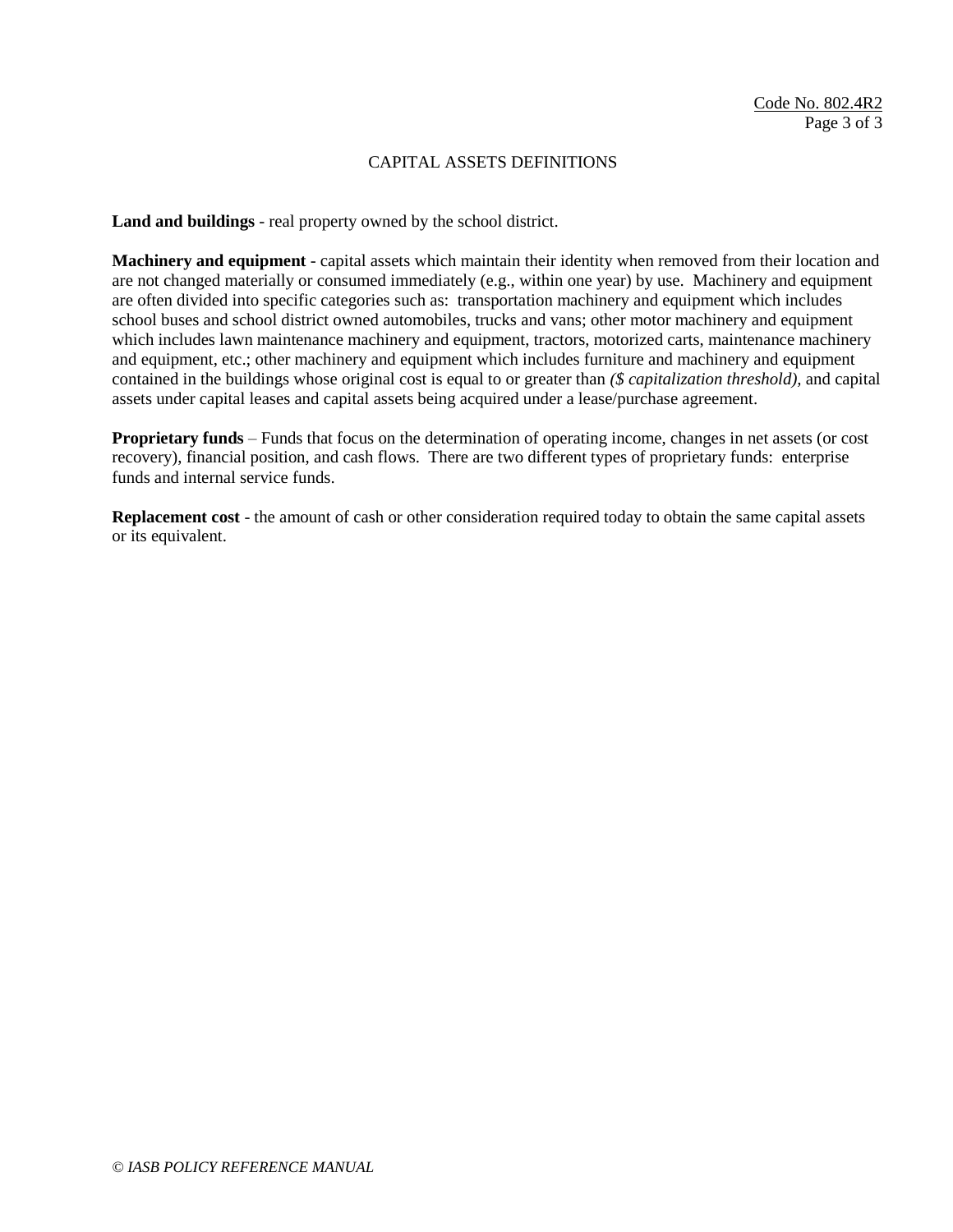## CAPITAL ASSETS DEFINITIONS

**Land and buildings** - real property owned by the school district.

**Machinery and equipment** - capital assets which maintain their identity when removed from their location and are not changed materially or consumed immediately (e.g., within one year) by use. Machinery and equipment are often divided into specific categories such as: transportation machinery and equipment which includes school buses and school district owned automobiles, trucks and vans; other motor machinery and equipment which includes lawn maintenance machinery and equipment, tractors, motorized carts, maintenance machinery and equipment, etc.; other machinery and equipment which includes furniture and machinery and equipment contained in the buildings whose original cost is equal to or greater than *($ capitalization threshold),* and capital assets under capital leases and capital assets being acquired under a lease/purchase agreement.

**Proprietary funds** – Funds that focus on the determination of operating income, changes in net assets (or cost recovery), financial position, and cash flows. There are two different types of proprietary funds: enterprise funds and internal service funds.

**Replacement cost** - the amount of cash or other consideration required today to obtain the same capital assets or its equivalent.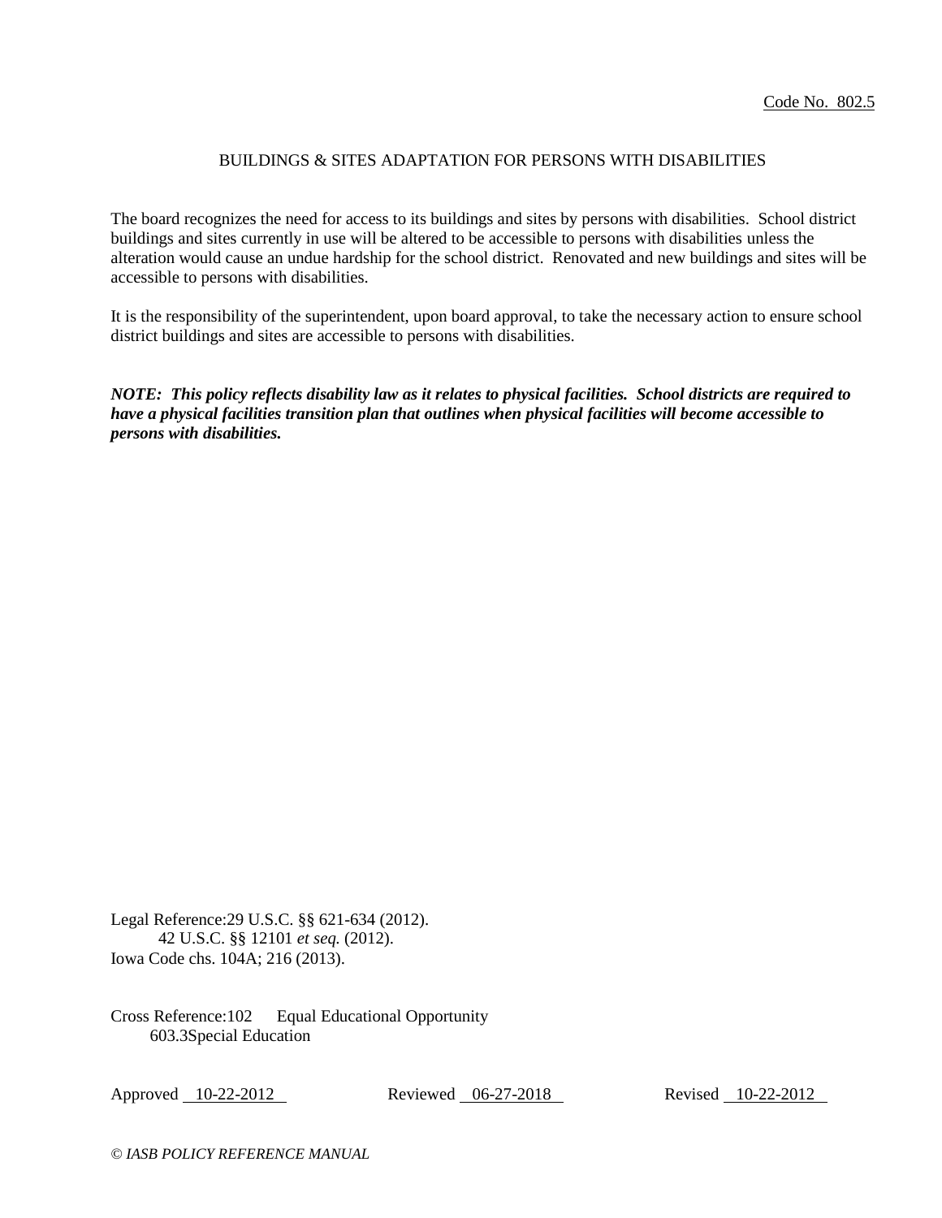Code No. 802.5

# BUILDINGS & SITES ADAPTATION FOR PERSONS WITH DISABILITIES

The board recognizes the need for access to its buildings and sites by persons with disabilities. School district buildings and sites currently in use will be altered to be accessible to persons with disabilities unless the alteration would cause an undue hardship for the school district. Renovated and new buildings and sites will be accessible to persons with disabilities.

It is the responsibility of the superintendent, upon board approval, to take the necessary action to ensure school district buildings and sites are accessible to persons with disabilities.

***NOTE: This policy reflects disability law as it relates to physical facilities. School districts are required to have a physical facilities transition plan that outlines when physical facilities will become accessible to persons with disabilities.***

Legal Reference: 29 U.S.C. §§ 621-634 (2012).
42 U.S.C. §§ 12101 *et seq.* (2012).
Iowa Code chs. 104A; 216 (2013).

Cross Reference: 102 Equal Educational Opportunity
603.3 Special Education

Approved 10-22-2012 Reviewed 06-27-2018 Revised 10-22-2012

*© IASB POLICY REFERENCE MANUAL*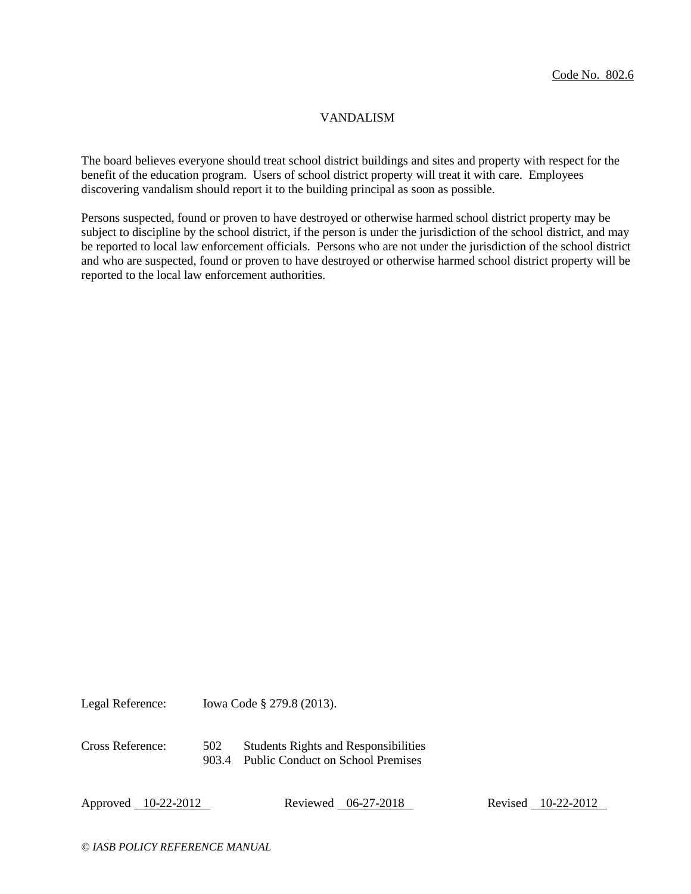Code No. 802.6

# VANDALISM

The board believes everyone should treat school district buildings and sites and property with respect for the benefit of the education program. Users of school district property will treat it with care. Employees discovering vandalism should report it to the building principal as soon as possible.

Persons suspected, found or proven to have destroyed or otherwise harmed school district property may be subject to discipline by the school district, if the person is under the jurisdiction of the school district, and may be reported to local law enforcement officials. Persons who are not under the jurisdiction of the school district and who are suspected, found or proven to have destroyed or otherwise harmed school district property will be reported to the local law enforcement authorities.

Legal Reference: Iowa Code § 279.8 (2013).

Cross Reference: 502 Students Rights and Responsibilities
903.4 Public Conduct on School Premises

Approved 10-22-2012 Reviewed 06-27-2018 Revised 10-22-2012

*© IASB POLICY REFERENCE MANUAL*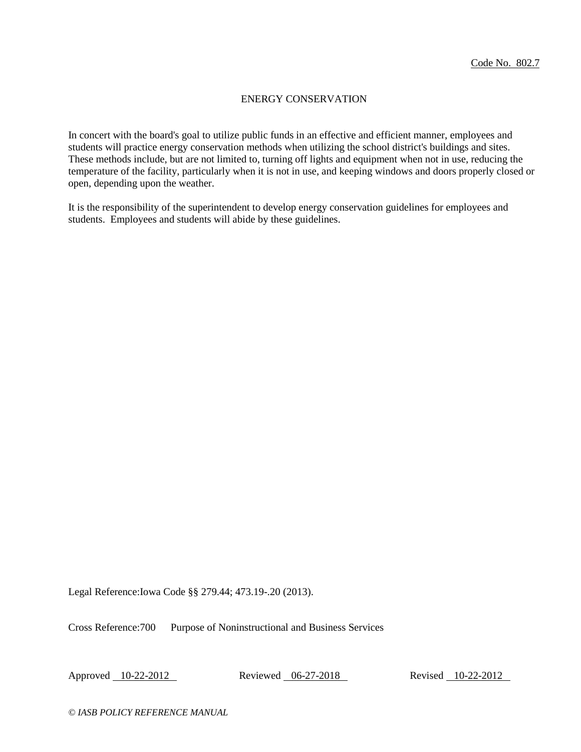Code No. 802.7

# ENERGY CONSERVATION

In concert with the board's goal to utilize public funds in an effective and efficient manner, employees and students will practice energy conservation methods when utilizing the school district's buildings and sites. These methods include, but are not limited to, turning off lights and equipment when not in use, reducing the temperature of the facility, particularly when it is not in use, and keeping windows and doors properly closed or open, depending upon the weather.

It is the responsibility of the superintendent to develop energy conservation guidelines for employees and students. Employees and students will abide by these guidelines.

Legal Reference: Iowa Code §§ 279.44; 473.19-.20 (2013).

Cross Reference: 700 Purpose of Noninstructional and Business Services

Approved 10-22-2012 Reviewed 06-27-2018 Revised 10-22-2012

*© IASB POLICY REFERENCE MANUAL*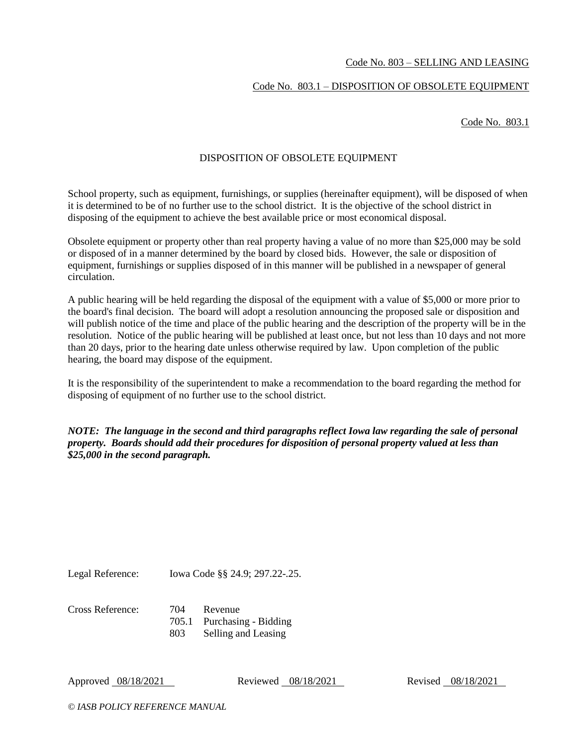Code No. 803 – SELLING AND LEASING

Code No. 803.1 – DISPOSITION OF OBSOLETE EQUIPMENT

Code No. 803.1

## DISPOSITION OF OBSOLETE EQUIPMENT

School property, such as equipment, furnishings, or supplies (hereinafter equipment), will be disposed of when it is determined to be of no further use to the school district. It is the objective of the school district in disposing of the equipment to achieve the best available price or most economical disposal.

Obsolete equipment or property other than real property having a value of no more than $25,000 may be sold or disposed of in a manner determined by the board by closed bids. However, the sale or disposition of equipment, furnishings or supplies disposed of in this manner will be published in a newspaper of general circulation.

A public hearing will be held regarding the disposal of the equipment with a value of $5,000 or more prior to the board's final decision. The board will adopt a resolution announcing the proposed sale or disposition and will publish notice of the time and place of the public hearing and the description of the property will be in the resolution. Notice of the public hearing will be published at least once, but not less than 10 days and not more than 20 days, prior to the hearing date unless otherwise required by law. Upon completion of the public hearing, the board may dispose of the equipment.

It is the responsibility of the superintendent to make a recommendation to the board regarding the method for disposing of equipment of no further use to the school district.

***NOTE: The language in the second and third paragraphs reflect Iowa law regarding the sale of personal property. Boards should add their procedures for disposition of personal property valued at less than $25,000 in the second paragraph.***

Legal Reference: Iowa Code §§ 24.9; 297.22-.25.

Cross Reference:
- 704 Revenue
- 705.1 Purchasing - Bidding
- 803 Selling and Leasing

Approved 08/18/2021 Reviewed 08/18/2021 Revised 08/18/2021

*© IASB POLICY REFERENCE MANUAL*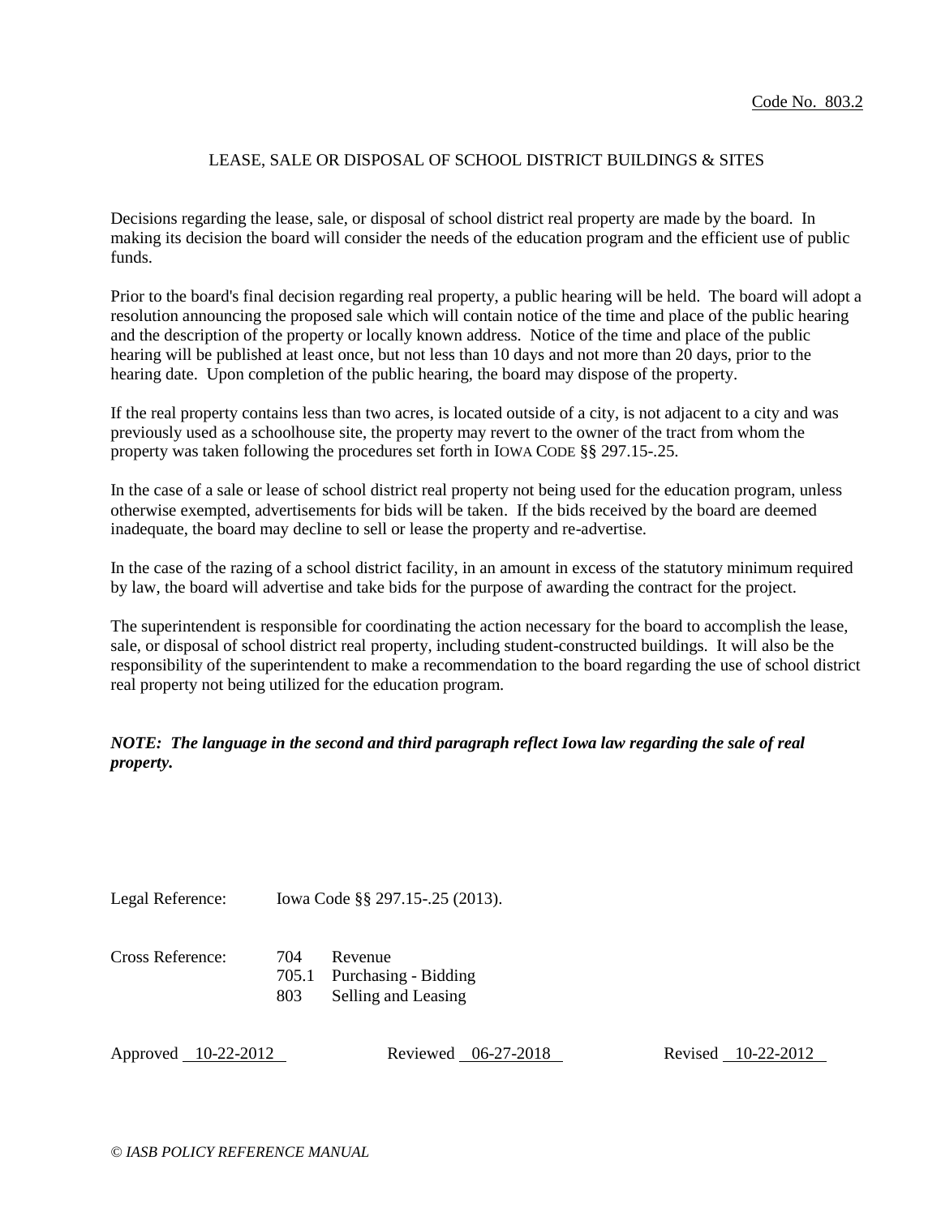Code No. 803.2

# LEASE, SALE OR DISPOSAL OF SCHOOL DISTRICT BUILDINGS & SITES

Decisions regarding the lease, sale, or disposal of school district real property are made by the board. In making its decision the board will consider the needs of the education program and the efficient use of public funds.

Prior to the board's final decision regarding real property, a public hearing will be held. The board will adopt a resolution announcing the proposed sale which will contain notice of the time and place of the public hearing and the description of the property or locally known address. Notice of the time and place of the public hearing will be published at least once, but not less than 10 days and not more than 20 days, prior to the hearing date. Upon completion of the public hearing, the board may dispose of the property.

If the real property contains less than two acres, is located outside of a city, is not adjacent to a city and was previously used as a schoolhouse site, the property may revert to the owner of the tract from whom the property was taken following the procedures set forth in IOWA CODE §§ 297.15-.25.

In the case of a sale or lease of school district real property not being used for the education program, unless otherwise exempted, advertisements for bids will be taken. If the bids received by the board are deemed inadequate, the board may decline to sell or lease the property and re-advertise.

In the case of the razing of a school district facility, in an amount in excess of the statutory minimum required by law, the board will advertise and take bids for the purpose of awarding the contract for the project.

The superintendent is responsible for coordinating the action necessary for the board to accomplish the lease, sale, or disposal of school district real property, including student-constructed buildings. It will also be the responsibility of the superintendent to make a recommendation to the board regarding the use of school district real property not being utilized for the education program.

***NOTE: The language in the second and third paragraph reflect Iowa law regarding the sale of real property.***

Legal Reference: Iowa Code §§ 297.15-.25 (2013).

Cross Reference:
- 704 Revenue
- 705.1 Purchasing - Bidding
- 803 Selling and Leasing

Approved 10-22-2012 Reviewed 06-27-2018 Revised 10-22-2012

*© IASB POLICY REFERENCE MANUAL*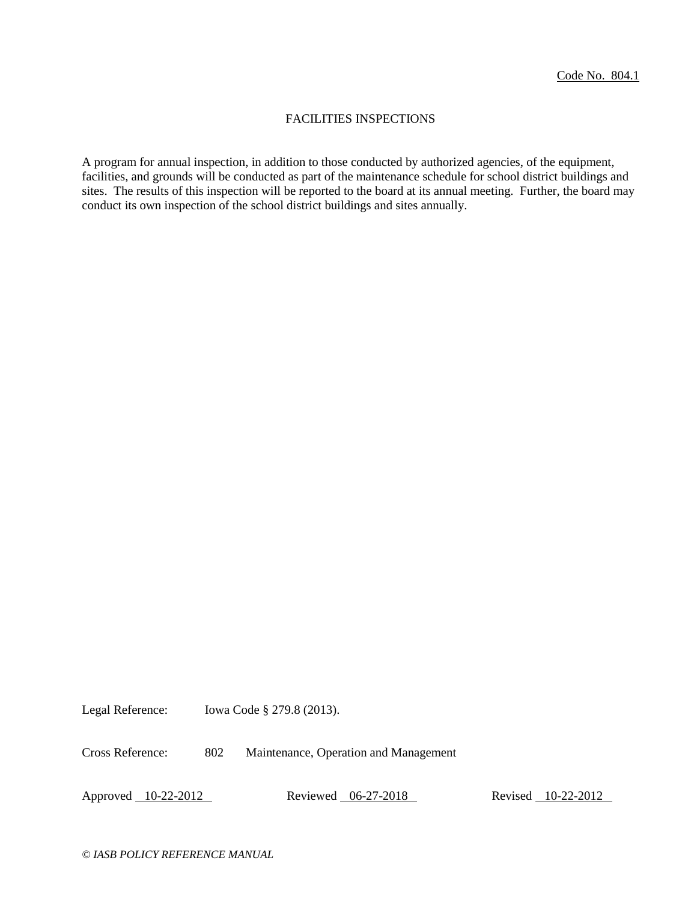Code No. 804.1

# FACILITIES INSPECTIONS

A program for annual inspection, in addition to those conducted by authorized agencies, of the equipment, facilities, and grounds will be conducted as part of the maintenance schedule for school district buildings and sites. The results of this inspection will be reported to the board at its annual meeting. Further, the board may conduct its own inspection of the school district buildings and sites annually.

Legal Reference: Iowa Code § 279.8 (2013).

Cross Reference: 802 Maintenance, Operation and Management

Approved 10-22-2012 Reviewed 06-27-2018 Revised 10-22-2012

*© IASB POLICY REFERENCE MANUAL*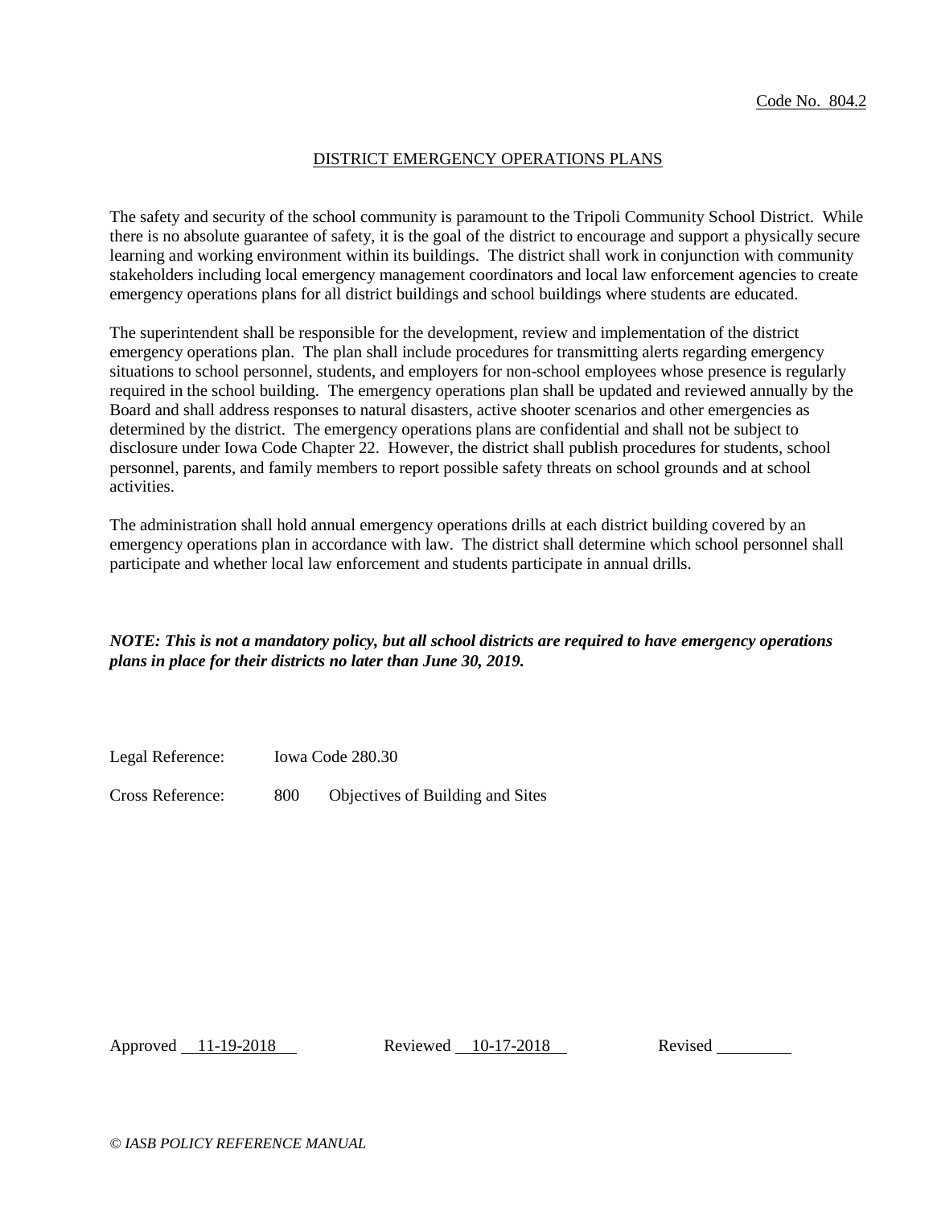Code No. 804.2

# DISTRICT EMERGENCY OPERATIONS PLANS

The safety and security of the school community is paramount to the Tripoli Community School District. While there is no absolute guarantee of safety, it is the goal of the district to encourage and support a physically secure learning and working environment within its buildings. The district shall work in conjunction with community stakeholders including local emergency management coordinators and local law enforcement agencies to create emergency operations plans for all district buildings and school buildings where students are educated.

The superintendent shall be responsible for the development, review and implementation of the district emergency operations plan. The plan shall include procedures for transmitting alerts regarding emergency situations to school personnel, students, and employers for non-school employees whose presence is regularly required in the school building. The emergency operations plan shall be updated and reviewed annually by the Board and shall address responses to natural disasters, active shooter scenarios and other emergencies as determined by the district. The emergency operations plans are confidential and shall not be subject to disclosure under Iowa Code Chapter 22. However, the district shall publish procedures for students, school personnel, parents, and family members to report possible safety threats on school grounds and at school activities.

The administration shall hold annual emergency operations drills at each district building covered by an emergency operations plan in accordance with law. The district shall determine which school personnel shall participate and whether local law enforcement and students participate in annual drills.

***NOTE: This is not a mandatory policy, but all school districts are required to have emergency operations plans in place for their districts no later than June 30, 2019.***

Legal Reference: Iowa Code 280.30

Cross Reference: 800 Objectives of Building and Sites

Approved 11-19-2018 Reviewed 10-17-2018 Revised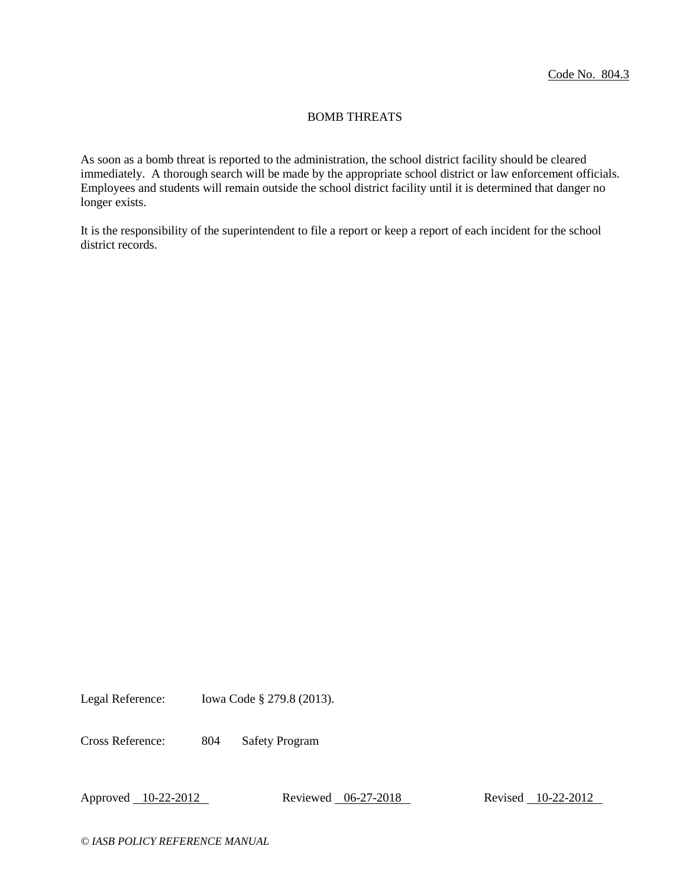Code No. 804.3

# BOMB THREATS

As soon as a bomb threat is reported to the administration, the school district facility should be cleared immediately. A thorough search will be made by the appropriate school district or law enforcement officials. Employees and students will remain outside the school district facility until it is determined that danger no longer exists.

It is the responsibility of the superintendent to file a report or keep a report of each incident for the school district records.

Legal Reference: Iowa Code § 279.8 (2013).

Cross Reference: 804 Safety Program

Approved 10-22-2012 Reviewed 06-27-2018 Revised 10-22-2012

*© IASB POLICY REFERENCE MANUAL*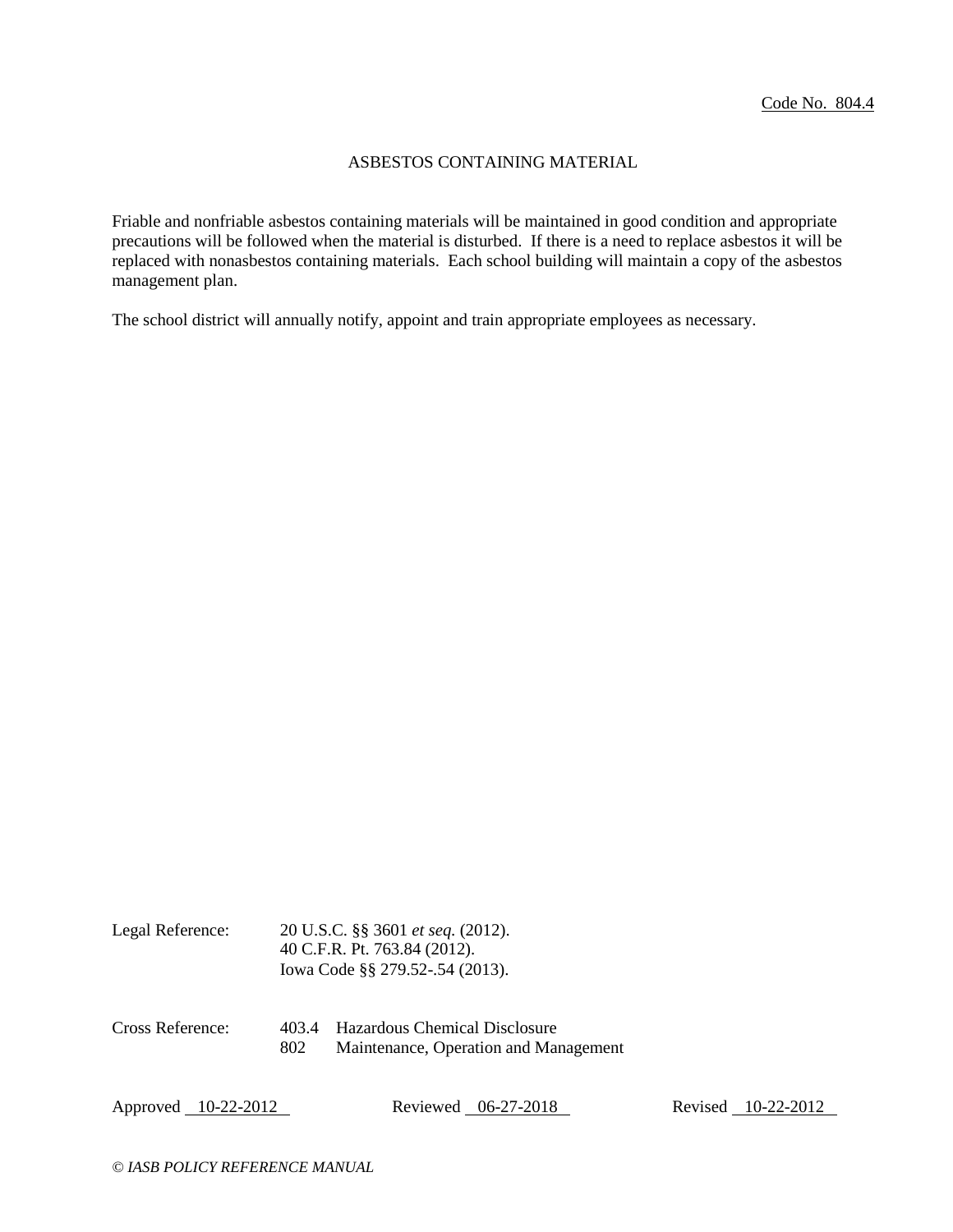Code No. 804.4

# ASBESTOS CONTAINING MATERIAL

Friable and nonfriable asbestos containing materials will be maintained in good condition and appropriate precautions will be followed when the material is disturbed. If there is a need to replace asbestos it will be replaced with nonasbestos containing materials. Each school building will maintain a copy of the asbestos management plan.

The school district will annually notify, appoint and train appropriate employees as necessary.

Legal Reference: 20 U.S.C. §§ 3601 *et seq.* (2012).
40 C.F.R. Pt. 763.84 (2012).
Iowa Code §§ 279.52-.54 (2013).

Cross Reference: 403.4 Hazardous Chemical Disclosure
802 Maintenance, Operation and Management

Approved 10-22-2012 Reviewed 06-27-2018 Revised 10-22-2012

*© IASB POLICY REFERENCE MANUAL*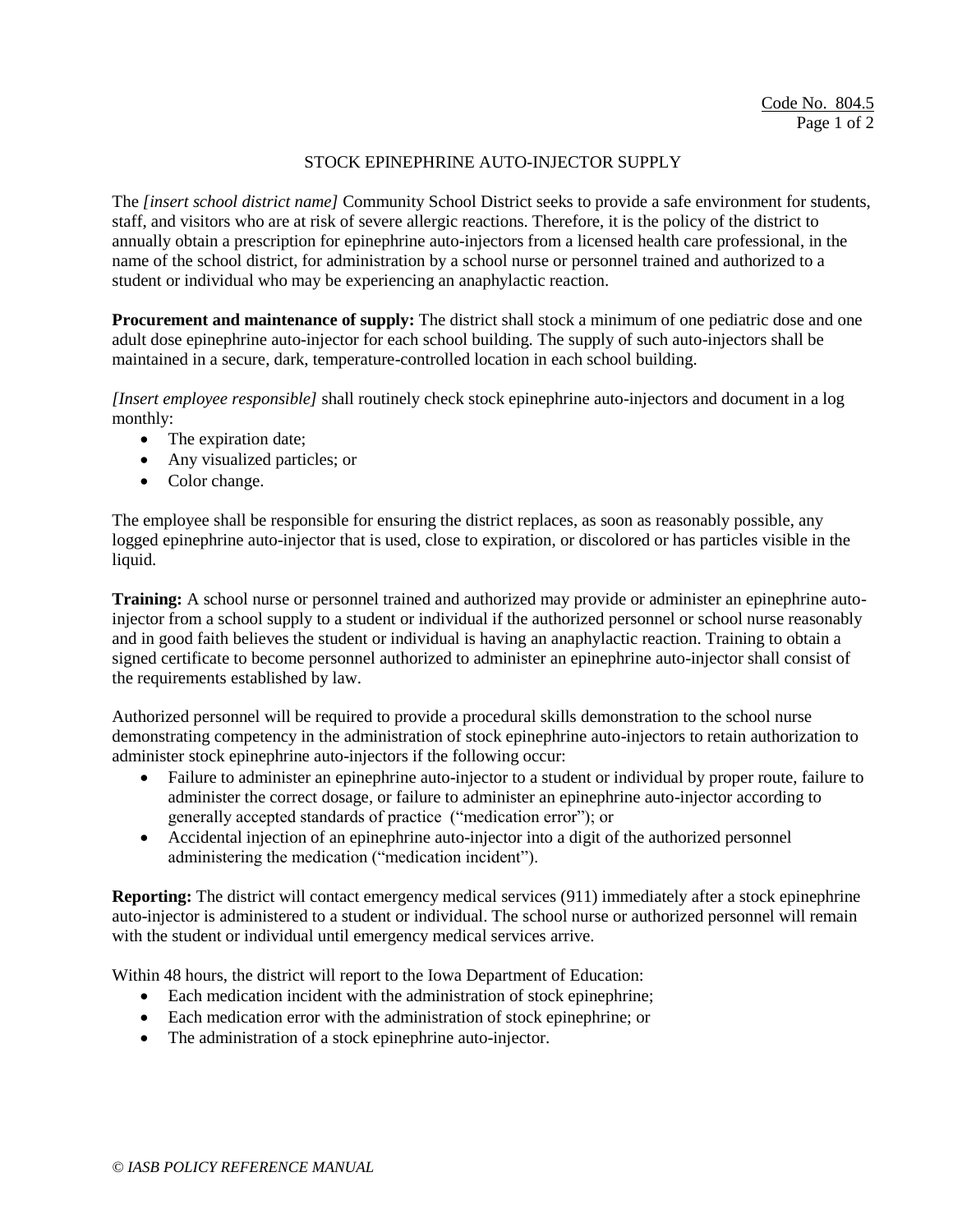Code No. 804.5

# STOCK EPINEPHRINE AUTO-INJECTOR SUPPLY

The *[insert school district name]* Community School District seeks to provide a safe environment for students, staff, and visitors who are at risk of severe allergic reactions. Therefore, it is the policy of the district to annually obtain a prescription for epinephrine auto-injectors from a licensed health care professional, in the name of the school district, for administration by a school nurse or personnel trained and authorized to a student or individual who may be experiencing an anaphylactic reaction.

**Procurement and maintenance of supply:** The district shall stock a minimum of one pediatric dose and one adult dose epinephrine auto-injector for each school building. The supply of such auto-injectors shall be maintained in a secure, dark, temperature-controlled location in each school building.

*[Insert employee responsible]* shall routinely check stock epinephrine auto-injectors and document in a log monthly:

- The expiration date;
- Any visualized particles; or
- Color change.

The employee shall be responsible for ensuring the district replaces, as soon as reasonably possible, any logged epinephrine auto-injector that is used, close to expiration, or discolored or has particles visible in the liquid.

**Training:** A school nurse or personnel trained and authorized may provide or administer an epinephrine auto-injector from a school supply to a student or individual if the authorized personnel or school nurse reasonably and in good faith believes the student or individual is having an anaphylactic reaction. Training to obtain a signed certificate to become personnel authorized to administer an epinephrine auto-injector shall consist of the requirements established by law.

Authorized personnel will be required to provide a procedural skills demonstration to the school nurse demonstrating competency in the administration of stock epinephrine auto-injectors to retain authorization to administer stock epinephrine auto-injectors if the following occur:

- Failure to administer an epinephrine auto-injector to a student or individual by proper route, failure to administer the correct dosage, or failure to administer an epinephrine auto-injector according to generally accepted standards of practice ("medication error"); or
- Accidental injection of an epinephrine auto-injector into a digit of the authorized personnel administering the medication ("medication incident").

**Reporting:** The district will contact emergency medical services (911) immediately after a stock epinephrine auto-injector is administered to a student or individual. The school nurse or authorized personnel will remain with the student or individual until emergency medical services arrive.

Within 48 hours, the district will report to the Iowa Department of Education:

- Each medication incident with the administration of stock epinephrine;
- Each medication error with the administration of stock epinephrine; or
- The administration of a stock epinephrine auto-injector.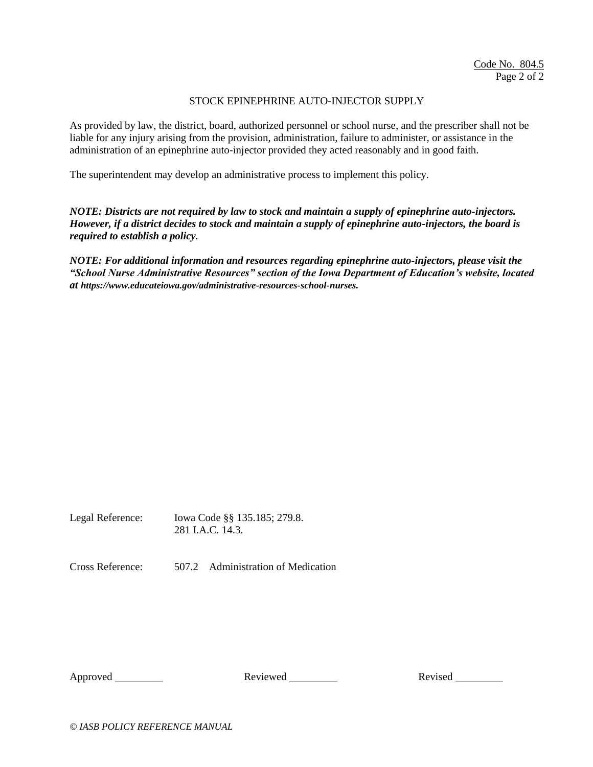## STOCK EPINEPHRINE AUTO-INJECTOR SUPPLY

As provided by law, the district, board, authorized personnel or school nurse, and the prescriber shall not be liable for any injury arising from the provision, administration, failure to administer, or assistance in the administration of an epinephrine auto-injector provided they acted reasonably and in good faith.

The superintendent may develop an administrative process to implement this policy.

***NOTE: Districts are not required by law to stock and maintain a supply of epinephrine auto-injectors. However, if a district decides to stock and maintain a supply of epinephrine auto-injectors, the board is required to establish a policy.***

***NOTE: For additional information and resources regarding epinephrine auto-injectors, please visit the "School Nurse Administrative Resources" section of the Iowa Department of Education's website, located at https://www.educateiowa.gov/administrative-resources-school-nurses.***

Legal Reference: Iowa Code §§ 135.185; 279.8.
281 I.A.C. 14.3.

Cross Reference: 507.2 Administration of Medication

Approved ________ Reviewed ________ Revised ________

*© IASB POLICY REFERENCE MANUAL*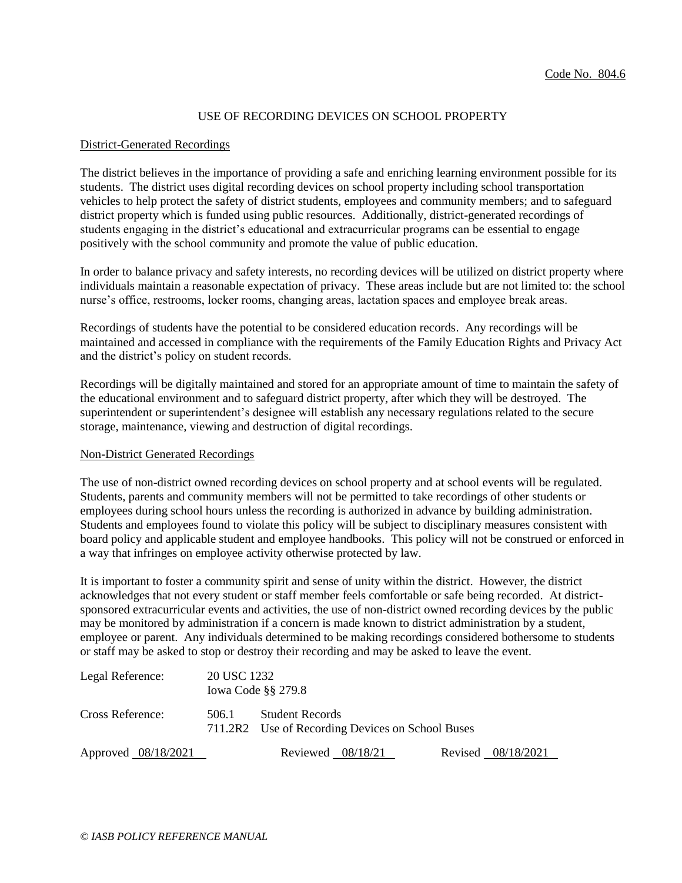Code No. 804.6

# USE OF RECORDING DEVICES ON SCHOOL PROPERTY

## District-Generated Recordings

The district believes in the importance of providing a safe and enriching learning environment possible for its students. The district uses digital recording devices on school property including school transportation vehicles to help protect the safety of district students, employees and community members; and to safeguard district property which is funded using public resources. Additionally, district-generated recordings of students engaging in the district's educational and extracurricular programs can be essential to engage positively with the school community and promote the value of public education.

In order to balance privacy and safety interests, no recording devices will be utilized on district property where individuals maintain a reasonable expectation of privacy. These areas include but are not limited to: the school nurse's office, restrooms, locker rooms, changing areas, lactation spaces and employee break areas.

Recordings of students have the potential to be considered education records. Any recordings will be maintained and accessed in compliance with the requirements of the Family Education Rights and Privacy Act and the district's policy on student records.

Recordings will be digitally maintained and stored for an appropriate amount of time to maintain the safety of the educational environment and to safeguard district property, after which they will be destroyed. The superintendent or superintendent's designee will establish any necessary regulations related to the secure storage, maintenance, viewing and destruction of digital recordings.

## Non-District Generated Recordings

The use of non-district owned recording devices on school property and at school events will be regulated. Students, parents and community members will not be permitted to take recordings of other students or employees during school hours unless the recording is authorized in advance by building administration. Students and employees found to violate this policy will be subject to disciplinary measures consistent with board policy and applicable student and employee handbooks. This policy will not be construed or enforced in a way that infringes on employee activity otherwise protected by law.

It is important to foster a community spirit and sense of unity within the district. However, the district acknowledges that not every student or staff member feels comfortable or safe being recorded. At district-sponsored extracurricular events and activities, the use of non-district owned recording devices by the public may be monitored by administration if a concern is made known to district administration by a student, employee or parent. Any individuals determined to be making recordings considered bothersome to students or staff may be asked to stop or destroy their recording and may be asked to leave the event.

Legal Reference: 20 USC 1232
Iowa Code §§ 279.8

Cross Reference: 506.1 Student Records
711.2R2 Use of Recording Devices on School Buses

Approved 08/18/2021 Reviewed 08/18/21 Revised 08/18/2021

*© IASB POLICY REFERENCE MANUAL*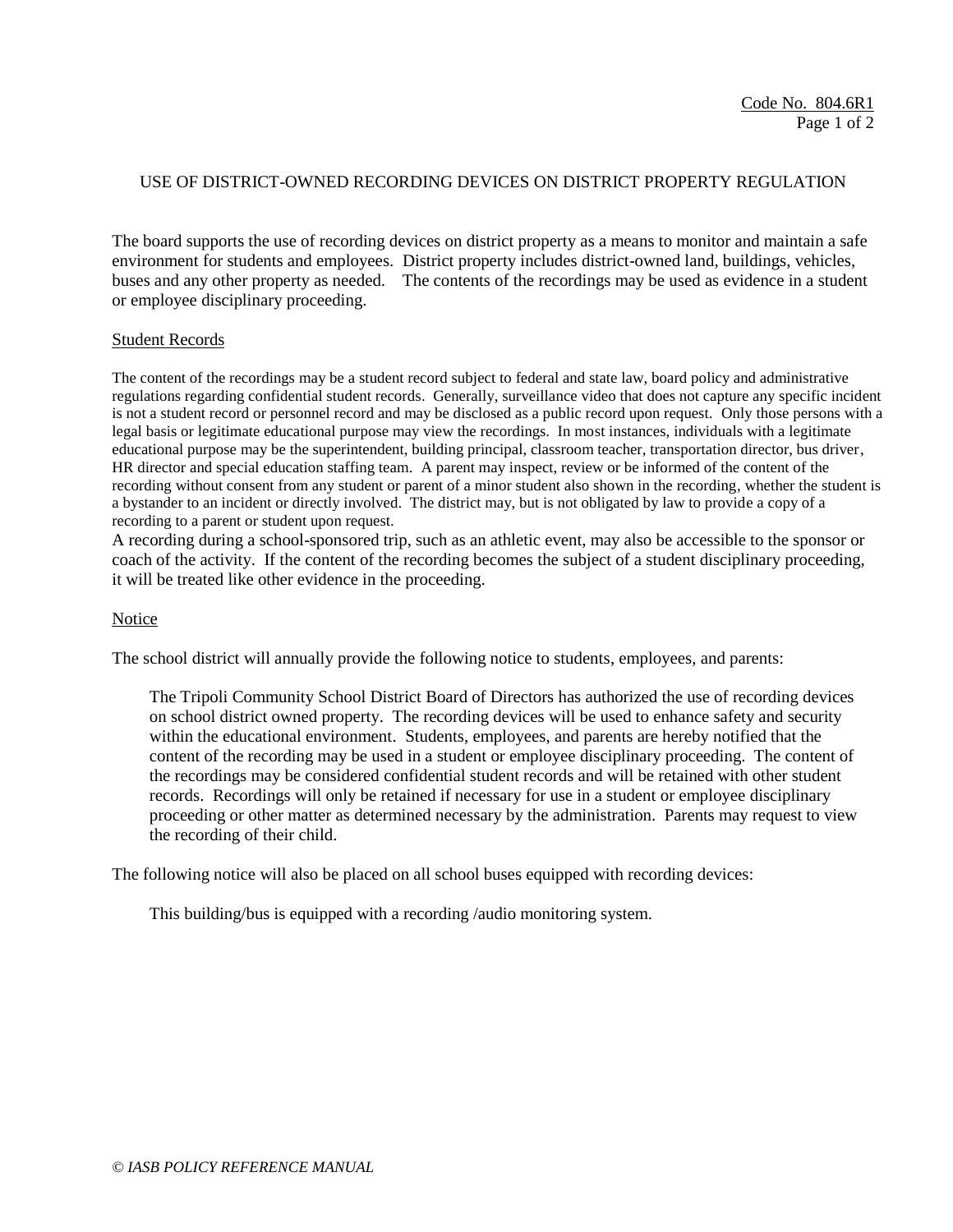Code No. 804.6R1

# USE OF DISTRICT-OWNED RECORDING DEVICES ON DISTRICT PROPERTY REGULATION

The board supports the use of recording devices on district property as a means to monitor and maintain a safe environment for students and employees. District property includes district-owned land, buildings, vehicles, buses and any other property as needed. The contents of the recordings may be used as evidence in a student or employee disciplinary proceeding.

## Student Records

The content of the recordings may be a student record subject to federal and state law, board policy and administrative regulations regarding confidential student records. Generally, surveillance video that does not capture any specific incident is not a student record or personnel record and may be disclosed as a public record upon request. Only those persons with a legal basis or legitimate educational purpose may view the recordings. In most instances, individuals with a legitimate educational purpose may be the superintendent, building principal, classroom teacher, transportation director, bus driver, HR director and special education staffing team. A parent may inspect, review or be informed of the content of the recording without consent from any student or parent of a minor student also shown in the recording, whether the student is a bystander to an incident or directly involved. The district may, but is not obligated by law to provide a copy of a recording to a parent or student upon request.

A recording during a school-sponsored trip, such as an athletic event, may also be accessible to the sponsor or coach of the activity. If the content of the recording becomes the subject of a student disciplinary proceeding, it will be treated like other evidence in the proceeding.

## Notice

The school district will annually provide the following notice to students, employees, and parents:

> The Tripoli Community School District Board of Directors has authorized the use of recording devices on school district owned property. The recording devices will be used to enhance safety and security within the educational environment. Students, employees, and parents are hereby notified that the content of the recording may be used in a student or employee disciplinary proceeding. The content of the recordings may be considered confidential student records and will be retained with other student records. Recordings will only be retained if necessary for use in a student or employee disciplinary proceeding or other matter as determined necessary by the administration. Parents may request to view the recording of their child.

The following notice will also be placed on all school buses equipped with recording devices:

> This building/bus is equipped with a recording /audio monitoring system.

*© IASB POLICY REFERENCE MANUAL*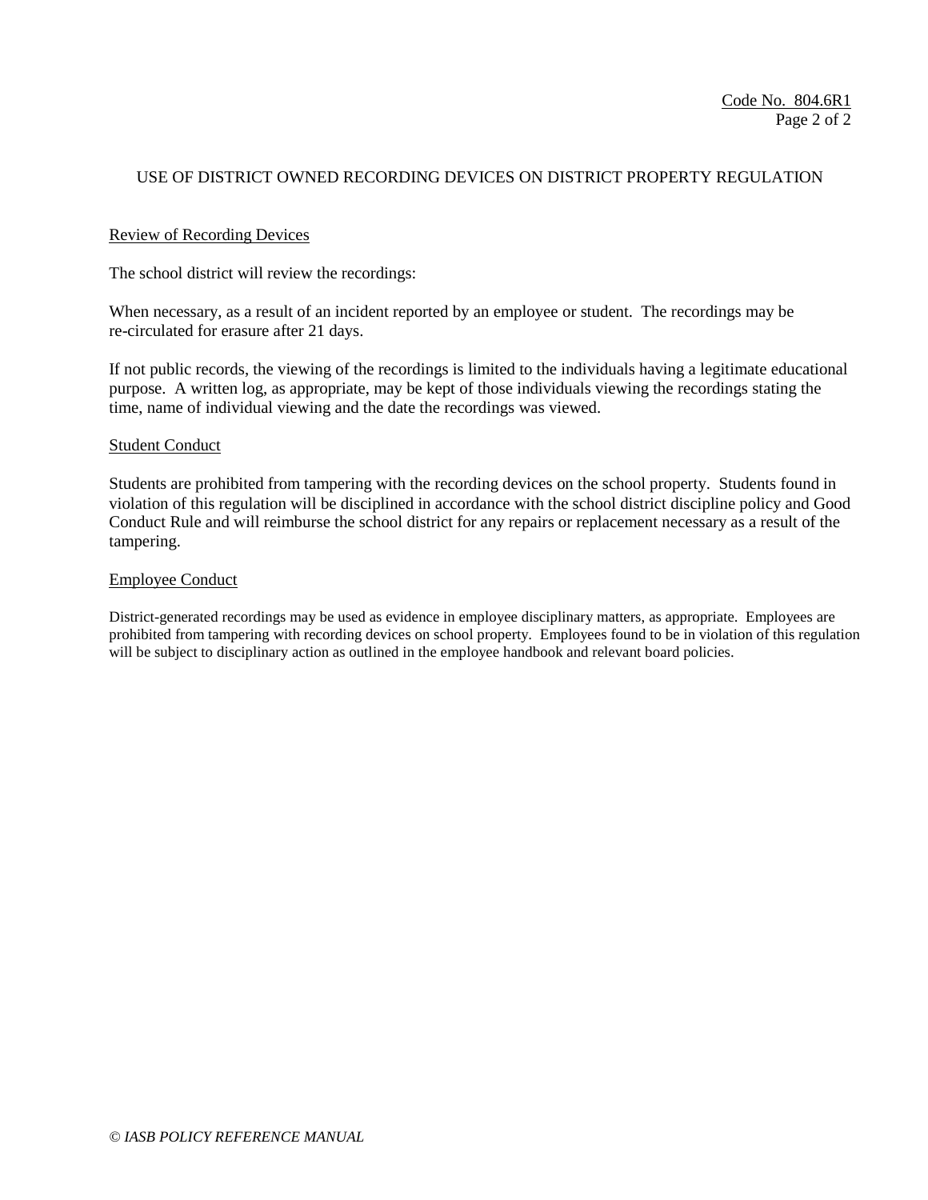Code No. 804.6R1

USE OF DISTRICT OWNED RECORDING DEVICES ON DISTRICT PROPERTY REGULATION

Review of Recording Devices

The school district will review the recordings:

When necessary, as a result of an incident reported by an employee or student. The recordings may be re-circulated for erasure after 21 days.

If not public records, the viewing of the recordings is limited to the individuals having a legitimate educational purpose. A written log, as appropriate, may be kept of those individuals viewing the recordings stating the time, name of individual viewing and the date the recordings was viewed.

Student Conduct

Students are prohibited from tampering with the recording devices on the school property. Students found in violation of this regulation will be disciplined in accordance with the school district discipline policy and Good Conduct Rule and will reimburse the school district for any repairs or replacement necessary as a result of the tampering.

Employee Conduct

District-generated recordings may be used as evidence in employee disciplinary matters, as appropriate. Employees are prohibited from tampering with recording devices on school property. Employees found to be in violation of this regulation will be subject to disciplinary action as outlined in the employee handbook and relevant board policies.

*© IASB POLICY REFERENCE MANUAL*